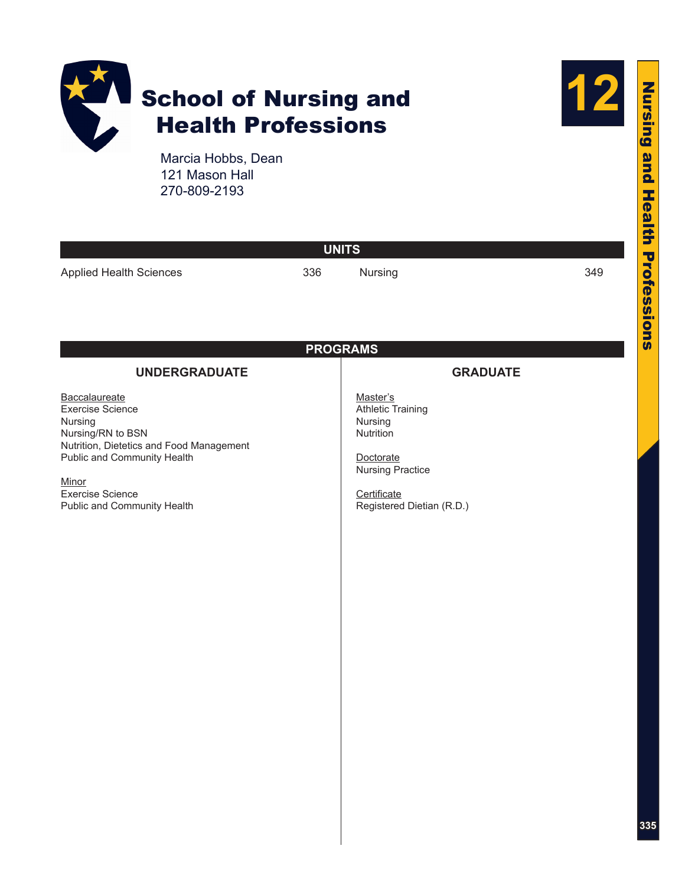# School of Nursing and Health Professions

Marcia Hobbs, Dean
121 Mason Hall
270-809-2193

## UNITS

| | | | |
|---|---|---|---|
| Applied Health Sciences | 336 | Nursing | 349 |

## PROGRAMS

### UNDERGRADUATE

Baccalaureate
- Exercise Science
- Nursing
- Nursing/RN to BSN
- Nutrition, Dietetics and Food Management
- Public and Community Health

Minor
- Exercise Science
- Public and Community Health

### GRADUATE

Master's
- Athletic Training
- Nursing
- Nutrition

Doctorate
- Nursing Practice

Certificate
- Registered Dietian (R.D.)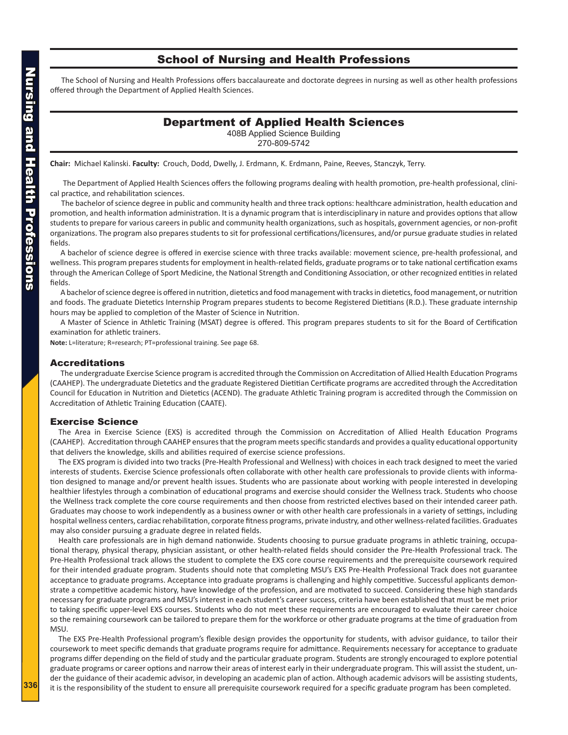# School of Nursing and Health Professions

The School of Nursing and Health Professions offers baccalaureate and doctorate degrees in nursing as well as other health professions offered through the Department of Applied Health Sciences.

## Department of Applied Health Sciences

408B Applied Science Building
270-809-5742

**Chair:** Michael Kalinski. **Faculty:** Crouch, Dodd, Dwelly, J. Erdmann, K. Erdmann, Paine, Reeves, Stanczyk, Terry.

The Department of Applied Health Sciences offers the following programs dealing with health promotion, pre-health professional, clinical practice, and rehabilitation sciences.

The bachelor of science degree in public and community health and three track options: healthcare administration, health education and promotion, and health information administration. It is a dynamic program that is interdisciplinary in nature and provides options that allow students to prepare for various careers in public and community health organizations, such as hospitals, government agencies, or non-profit organizations. The program also prepares students to sit for professional certifications/licensures, and/or pursue graduate studies in related fields.

A bachelor of science degree is offered in exercise science with three tracks available: movement science, pre-health professional, and wellness. This program prepares students for employment in health-related fields, graduate programs or to take national certification exams through the American College of Sport Medicine, the National Strength and Conditioning Association, or other recognized entities in related fields.

A bachelor of science degree is offered in nutrition, dietetics and food management with tracks in dietetics, food management, or nutrition and foods. The graduate Dietetics Internship Program prepares students to become Registered Dietitians (R.D.). These graduate internship hours may be applied to completion of the Master of Science in Nutrition.

A Master of Science in Athletic Training (MSAT) degree is offered. This program prepares students to sit for the Board of Certification examination for athletic trainers.

**Note:** L=literature; R=research; PT=professional training. See page 68.

### Accreditations

The undergraduate Exercise Science program is accredited through the Commission on Accreditation of Allied Health Education Programs (CAAHEP). The undergraduate Dietetics and the graduate Registered Dietitian Certificate programs are accredited through the Accreditation Council for Education in Nutrition and Dietetics (ACEND). The graduate Athletic Training program is accredited through the Commission on Accreditation of Athletic Training Education (CAATE).

### Exercise Science

The Area in Exercise Science (EXS) is accredited through the Commission on Accreditation of Allied Health Education Programs (CAAHEP). Accreditation through CAAHEP ensures that the program meets specific standards and provides a quality educational opportunity that delivers the knowledge, skills and abilities required of exercise science professions.

The EXS program is divided into two tracks (Pre-Health Professional and Wellness) with choices in each track designed to meet the varied interests of students. Exercise Science professionals often collaborate with other health care professionals to provide clients with information designed to manage and/or prevent health issues. Students who are passionate about working with people interested in developing healthier lifestyles through a combination of educational programs and exercise should consider the Wellness track. Students who choose the Wellness track complete the core course requirements and then choose from restricted electives based on their intended career path. Graduates may choose to work independently as a business owner or with other health care professionals in a variety of settings, including hospital wellness centers, cardiac rehabilitation, corporate fitness programs, private industry, and other wellness-related facilities. Graduates may also consider pursuing a graduate degree in related fields.

Health care professionals are in high demand nationwide. Students choosing to pursue graduate programs in athletic training, occupational therapy, physical therapy, physician assistant, or other health-related fields should consider the Pre-Health Professional track. The Pre-Health Professional track allows the student to complete the EXS core course requirements and the prerequisite coursework required for their intended graduate program. Students should note that completing MSU's EXS Pre-Health Professional Track does not guarantee acceptance to graduate programs. Acceptance into graduate programs is challenging and highly competitive. Successful applicants demonstrate a competitive academic history, have knowledge of the profession, and are motivated to succeed. Considering these high standards necessary for graduate programs and MSU's interest in each student's career success, criteria have been established that must be met prior to taking specific upper-level EXS courses. Students who do not meet these requirements are encouraged to evaluate their career choice so the remaining coursework can be tailored to prepare them for the workforce or other graduate programs at the time of graduation from MSU.

The EXS Pre-Health Professional program's flexible design provides the opportunity for students, with advisor guidance, to tailor their coursework to meet specific demands that graduate programs require for admittance. Requirements necessary for acceptance to graduate programs differ depending on the field of study and the particular graduate program. Students are strongly encouraged to explore potential graduate programs or career options and narrow their areas of interest early in their undergraduate program. This will assist the student, under the guidance of their academic advisor, in developing an academic plan of action. Although academic advisors will be assisting students, it is the responsibility of the student to ensure all prerequisite coursework required for a specific graduate program has been completed.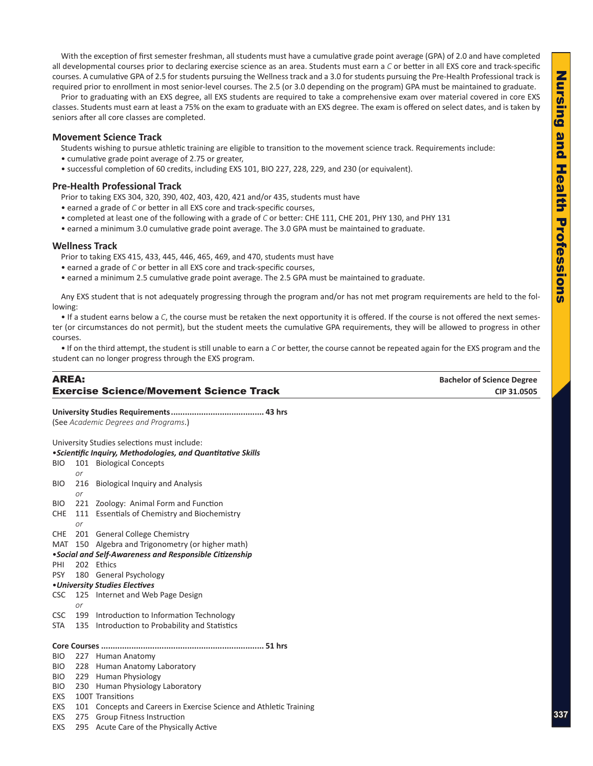With the exception of first semester freshman, all students must have a cumulative grade point average (GPA) of 2.0 and have completed all developmental courses prior to declaring exercise science as an area. Students must earn a *C* or better in all EXS core and track-specific courses. A cumulative GPA of 2.5 for students pursuing the Wellness track and a 3.0 for students pursuing the Pre-Health Professional track is required prior to enrollment in most senior-level courses. The 2.5 (or 3.0 depending on the program) GPA must be maintained to graduate.

Prior to graduating with an EXS degree, all EXS students are required to take a comprehensive exam over material covered in core EXS classes. Students must earn at least a 75% on the exam to graduate with an EXS degree. The exam is offered on select dates, and is taken by seniors after all core classes are completed.

### Movement Science Track

Students wishing to pursue athletic training are eligible to transition to the movement science track. Requirements include:

- cumulative grade point average of 2.75 or greater,
- successful completion of 60 credits, including EXS 101, BIO 227, 228, 229, and 230 (or equivalent).

### Pre-Health Professional Track

Prior to taking EXS 304, 320, 390, 402, 403, 420, 421 and/or 435, students must have

- earned a grade of *C* or better in all EXS core and track-specific courses,
- completed at least one of the following with a grade of *C* or better: CHE 111, CHE 201, PHY 130, and PHY 131
- earned a minimum 3.0 cumulative grade point average. The 3.0 GPA must be maintained to graduate.

### Wellness Track

Prior to taking EXS 415, 433, 445, 446, 465, 469, and 470, students must have

- earned a grade of *C* or better in all EXS core and track-specific courses,
- earned a minimum 2.5 cumulative grade point average. The 2.5 GPA must be maintained to graduate.

Any EXS student that is not adequately progressing through the program and/or has not met program requirements are held to the following:

- If a student earns below a *C*, the course must be retaken the next opportunity it is offered. If the course is not offered the next semester (or circumstances do not permit), but the student meets the cumulative GPA requirements, they will be allowed to progress in other courses.
- If on the third attempt, the student is still unable to earn a *C* or better, the course cannot be repeated again for the EXS program and the student can no longer progress through the EXS program.

## AREA: Exercise Science/Movement Science Track

**Bachelor of Science Degree**
**CIP 31.0505**

**University Studies Requirements....................................... 43 hrs**
(See *Academic Degrees and Programs*.)

University Studies selections must include:

•***Scientific Inquiry, Methodologies, and Quantitative Skills***

BIO 101 Biological Concepts
*or*
BIO 216 Biological Inquiry and Analysis
*or*
BIO 221 Zoology: Animal Form and Function
CHE 111 Essentials of Chemistry and Biochemistry
*or*
CHE 201 General College Chemistry
MAT 150 Algebra and Trigonometry (or higher math)

•***Social and Self-Awareness and Responsible Citizenship***

PHI 202 Ethics
PSY 180 General Psychology

•***University Studies Electives***

CSC 125 Internet and Web Page Design
*or*
CSC 199 Introduction to Information Technology
STA 135 Introduction to Probability and Statistics

**Core Courses ..................................................................... 51 hrs**

BIO 227 Human Anatomy
BIO 228 Human Anatomy Laboratory
BIO 229 Human Physiology
BIO 230 Human Physiology Laboratory
EXS 100T Transitions
EXS 101 Concepts and Careers in Exercise Science and Athletic Training
EXS 275 Group Fitness Instruction
EXS 295 Acute Care of the Physically Active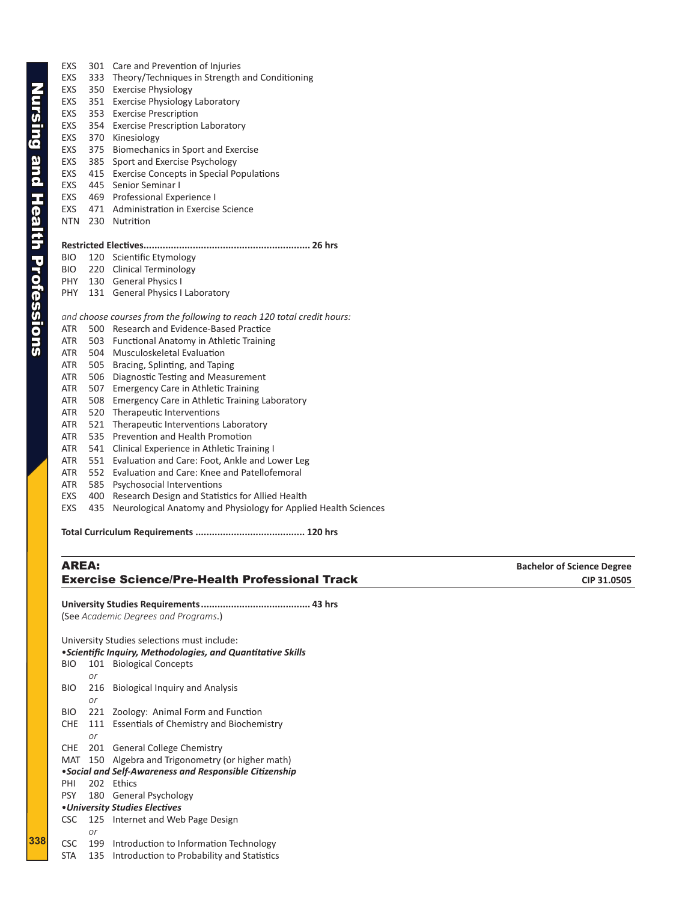EXS 301 Care and Prevention of Injuries
EXS 333 Theory/Techniques in Strength and Conditioning
EXS 350 Exercise Physiology
EXS 351 Exercise Physiology Laboratory
EXS 353 Exercise Prescription
EXS 354 Exercise Prescription Laboratory
EXS 370 Kinesiology
EXS 375 Biomechanics in Sport and Exercise
EXS 385 Sport and Exercise Psychology
EXS 415 Exercise Concepts in Special Populations
EXS 445 Senior Seminar I
EXS 469 Professional Experience I
EXS 471 Administration in Exercise Science
NTN 230 Nutrition

**Restricted Electives........................................................... 26 hrs**

BIO 120 Scientific Etymology
BIO 220 Clinical Terminology
PHY 130 General Physics I
PHY 131 General Physics I Laboratory

*and choose courses from the following to reach 120 total credit hours:*

ATR 500 Research and Evidence-Based Practice
ATR 503 Functional Anatomy in Athletic Training
ATR 504 Musculoskeletal Evaluation
ATR 505 Bracing, Splinting, and Taping
ATR 506 Diagnostic Testing and Measurement
ATR 507 Emergency Care in Athletic Training
ATR 508 Emergency Care in Athletic Training Laboratory
ATR 520 Therapeutic Interventions
ATR 521 Therapeutic Interventions Laboratory
ATR 535 Prevention and Health Promotion
ATR 541 Clinical Experience in Athletic Training I
ATR 551 Evaluation and Care: Foot, Ankle and Lower Leg
ATR 552 Evaluation and Care: Knee and Patellofemoral
ATR 585 Psychosocial Interventions
EXS 400 Research Design and Statistics for Allied Health
EXS 435 Neurological Anatomy and Physiology for Applied Health Sciences

**Total Curriculum Requirements ....................................... 120 hrs**

## AREA: Exercise Science/Pre-Health Professional Track

**Bachelor of Science Degree**
**CIP 31.0505**

**University Studies Requirements....................................... 43 hrs**
(See *Academic Degrees and Programs*.)

University Studies selections must include:

•***Scientific Inquiry, Methodologies, and Quantitative Skills***

BIO 101 Biological Concepts
*or*
BIO 216 Biological Inquiry and Analysis
*or*
BIO 221 Zoology: Animal Form and Function
CHE 111 Essentials of Chemistry and Biochemistry
*or*
CHE 201 General College Chemistry
MAT 150 Algebra and Trigonometry (or higher math)

•***Social and Self-Awareness and Responsible Citizenship***

PHI 202 Ethics
PSY 180 General Psychology

•***University Studies Electives***

CSC 125 Internet and Web Page Design
*or*
CSC 199 Introduction to Information Technology
STA 135 Introduction to Probability and Statistics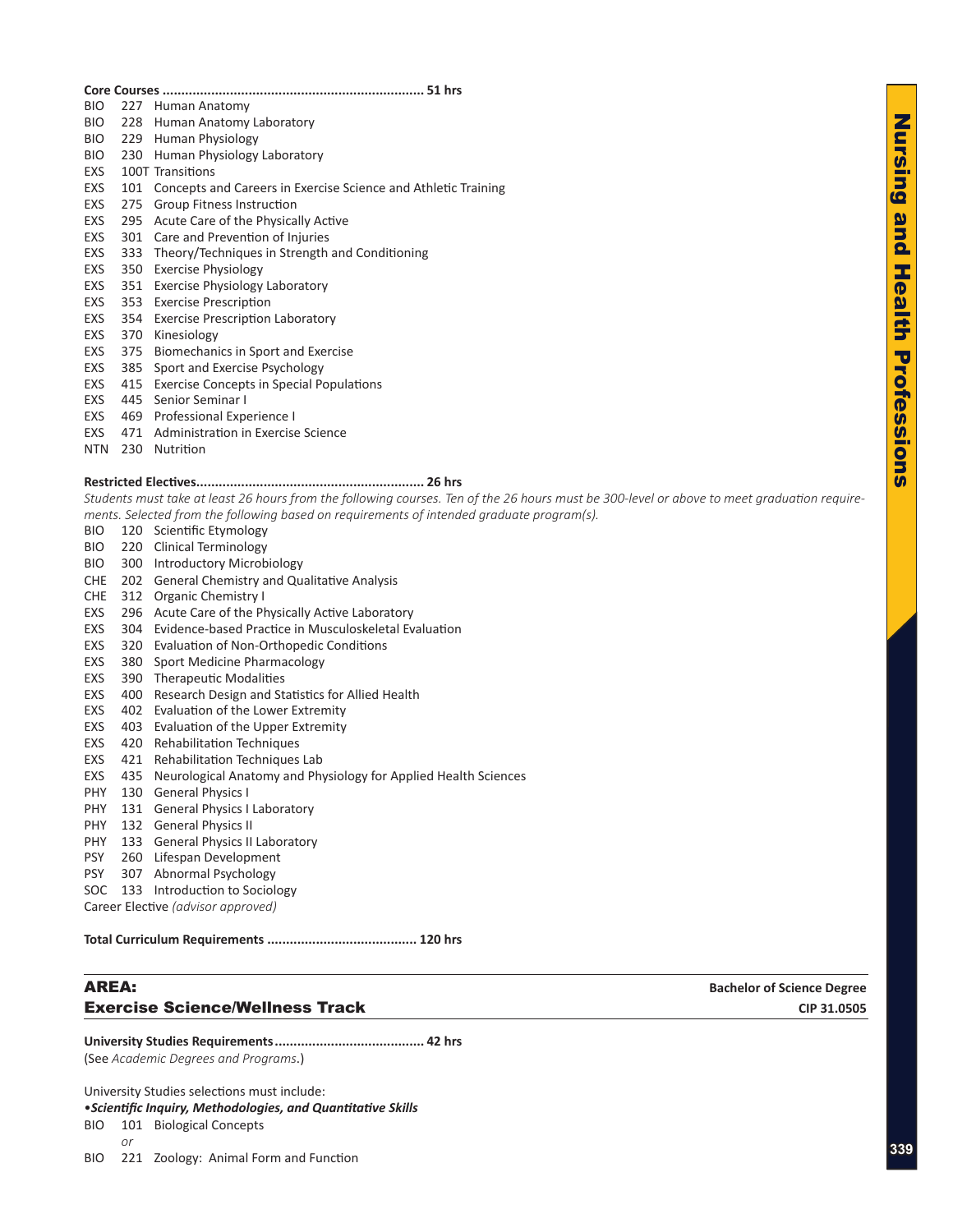**Core Courses ...................................................................... 51 hrs**

BIO 227 Human Anatomy
BIO 228 Human Anatomy Laboratory
BIO 229 Human Physiology
BIO 230 Human Physiology Laboratory
EXS 100T Transitions
EXS 101 Concepts and Careers in Exercise Science and Athletic Training
EXS 275 Group Fitness Instruction
EXS 295 Acute Care of the Physically Active
EXS 301 Care and Prevention of Injuries
EXS 333 Theory/Techniques in Strength and Conditioning
EXS 350 Exercise Physiology
EXS 351 Exercise Physiology Laboratory
EXS 353 Exercise Prescription
EXS 354 Exercise Prescription Laboratory
EXS 370 Kinesiology
EXS 375 Biomechanics in Sport and Exercise
EXS 385 Sport and Exercise Psychology
EXS 415 Exercise Concepts in Special Populations
EXS 445 Senior Seminar I
EXS 469 Professional Experience I
EXS 471 Administration in Exercise Science
NTN 230 Nutrition

**Restricted Electives............................................................. 26 hrs**

*Students must take at least 26 hours from the following courses. Ten of the 26 hours must be 300-level or above to meet graduation requirements. Selected from the following based on requirements of intended graduate program(s).*

BIO 120 Scientific Etymology
BIO 220 Clinical Terminology
BIO 300 Introductory Microbiology
CHE 202 General Chemistry and Qualitative Analysis
CHE 312 Organic Chemistry I
EXS 296 Acute Care of the Physically Active Laboratory
EXS 304 Evidence-based Practice in Musculoskeletal Evaluation
EXS 320 Evaluation of Non-Orthopedic Conditions
EXS 380 Sport Medicine Pharmacology
EXS 390 Therapeutic Modalities
EXS 400 Research Design and Statistics for Allied Health
EXS 402 Evaluation of the Lower Extremity
EXS 403 Evaluation of the Upper Extremity
EXS 420 Rehabilitation Techniques
EXS 421 Rehabilitation Techniques Lab
EXS 435 Neurological Anatomy and Physiology for Applied Health Sciences
PHY 130 General Physics I
PHY 131 General Physics I Laboratory
PHY 132 General Physics II
PHY 133 General Physics II Laboratory
PSY 260 Lifespan Development
PSY 307 Abnormal Psychology
SOC 133 Introduction to Sociology
Career Elective *(advisor approved)*

**Total Curriculum Requirements ........................................ 120 hrs**

## AREA: Exercise Science/Wellness Track

**Bachelor of Science Degree**
**CIP 31.0505**

**University Studies Requirements........................................ 42 hrs**

(See *Academic Degrees and Programs*.)

University Studies selections must include:

•***Scientific Inquiry, Methodologies, and Quantitative Skills***

BIO 101 Biological Concepts
*or*
BIO 221 Zoology: Animal Form and Function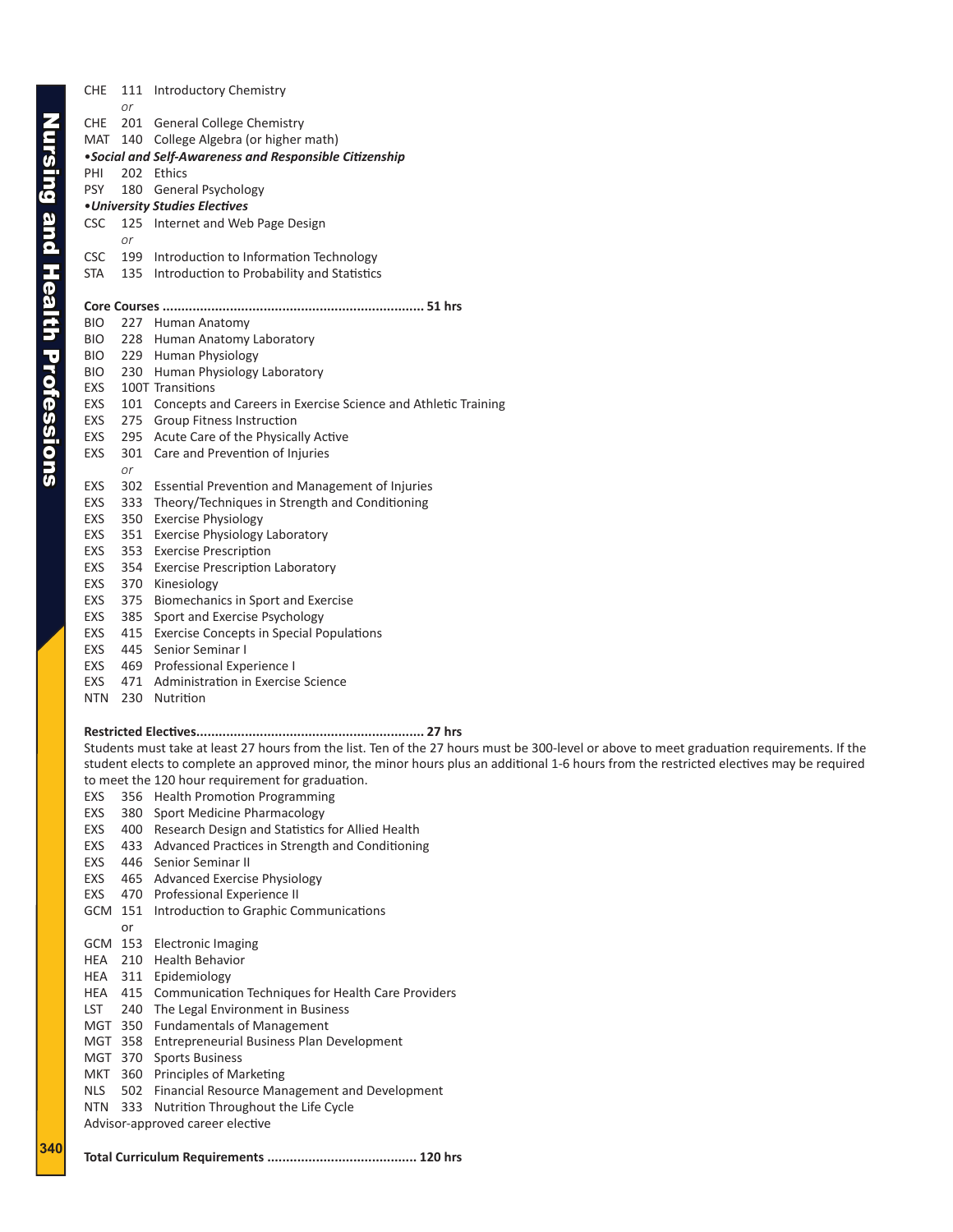CHE 111 Introductory Chemistry
*or*
CHE 201 General College Chemistry
MAT 140 College Algebra (or higher math)

**•*Social and Self-Awareness and Responsible Citizenship***
PHI 202 Ethics
PSY 180 General Psychology

**•*University Studies Electives***
CSC 125 Internet and Web Page Design
*or*
CSC 199 Introduction to Information Technology
STA 135 Introduction to Probability and Statistics

**Core Courses ..................................................................... 51 hrs**

BIO 227 Human Anatomy
BIO 228 Human Anatomy Laboratory
BIO 229 Human Physiology
BIO 230 Human Physiology Laboratory
EXS 100T Transitions
EXS 101 Concepts and Careers in Exercise Science and Athletic Training
EXS 275 Group Fitness Instruction
EXS 295 Acute Care of the Physically Active
EXS 301 Care and Prevention of Injuries
*or*
EXS 302 Essential Prevention and Management of Injuries
EXS 333 Theory/Techniques in Strength and Conditioning
EXS 350 Exercise Physiology
EXS 351 Exercise Physiology Laboratory
EXS 353 Exercise Prescription
EXS 354 Exercise Prescription Laboratory
EXS 370 Kinesiology
EXS 375 Biomechanics in Sport and Exercise
EXS 385 Sport and Exercise Psychology
EXS 415 Exercise Concepts in Special Populations
EXS 445 Senior Seminar I
EXS 469 Professional Experience I
EXS 471 Administration in Exercise Science
NTN 230 Nutrition

**Restricted Electives............................................................ 27 hrs**

Students must take at least 27 hours from the list. Ten of the 27 hours must be 300-level or above to meet graduation requirements. If the student elects to complete an approved minor, the minor hours plus an additional 1-6 hours from the restricted electives may be required to meet the 120 hour requirement for graduation.

EXS 356 Health Promotion Programming
EXS 380 Sport Medicine Pharmacology
EXS 400 Research Design and Statistics for Allied Health
EXS 433 Advanced Practices in Strength and Conditioning
EXS 446 Senior Seminar II
EXS 465 Advanced Exercise Physiology
EXS 470 Professional Experience II
GCM 151 Introduction to Graphic Communications
or
GCM 153 Electronic Imaging
HEA 210 Health Behavior
HEA 311 Epidemiology
HEA 415 Communication Techniques for Health Care Providers
LST 240 The Legal Environment in Business
MGT 350 Fundamentals of Management
MGT 358 Entrepreneurial Business Plan Development
MGT 370 Sports Business
MKT 360 Principles of Marketing
NLS 502 Financial Resource Management and Development
NTN 333 Nutrition Throughout the Life Cycle
Advisor-approved career elective

**Total Curriculum Requirements ....................................... 120 hrs**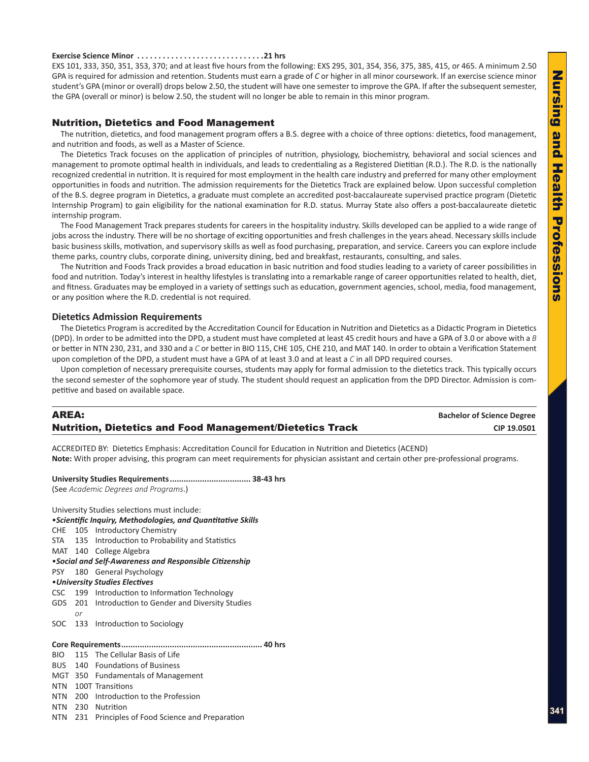**Exercise Science Minor . . . . . . . . . . . . . . . . . . . . . . . . . . . . . . .21 hrs**
EXS 101, 333, 350, 351, 353, 370; and at least five hours from the following: EXS 295, 301, 354, 356, 375, 385, 415, or 465. A minimum 2.50 GPA is required for admission and retention. Students must earn a grade of *C* or higher in all minor coursework. If an exercise science minor student's GPA (minor or overall) drops below 2.50, the student will have one semester to improve the GPA. If after the subsequent semester, the GPA (overall or minor) is below 2.50, the student will no longer be able to remain in this minor program.

## Nutrition, Dietetics and Food Management

The nutrition, dietetics, and food management program offers a B.S. degree with a choice of three options: dietetics, food management, and nutrition and foods, as well as a Master of Science.

The Dietetics Track focuses on the application of principles of nutrition, physiology, biochemistry, behavioral and social sciences and management to promote optimal health in individuals, and leads to credentialing as a Registered Dietitian (R.D.). The R.D. is the nationally recognized credential in nutrition. It is required for most employment in the health care industry and preferred for many other employment opportunities in foods and nutrition. The admission requirements for the Dietetics Track are explained below. Upon successful completion of the B.S. degree program in Dietetics, a graduate must complete an accredited post-baccalaureate supervised practice program (Dietetic Internship Program) to gain eligibility for the national examination for R.D. status. Murray State also offers a post-baccalaureate dietetic internship program.

The Food Management Track prepares students for careers in the hospitality industry. Skills developed can be applied to a wide range of jobs across the industry. There will be no shortage of exciting opportunities and fresh challenges in the years ahead. Necessary skills include basic business skills, motivation, and supervisory skills as well as food purchasing, preparation, and service. Careers you can explore include theme parks, country clubs, corporate dining, university dining, bed and breakfast, restaurants, consulting, and sales.

The Nutrition and Foods Track provides a broad education in basic nutrition and food studies leading to a variety of career possibilities in food and nutrition. Today's interest in healthy lifestyles is translating into a remarkable range of career opportunities related to health, diet, and fitness. Graduates may be employed in a variety of settings such as education, government agencies, school, media, food management, or any position where the R.D. credential is not required.

### Dietetics Admission Requirements

The Dietetics Program is accredited by the Accreditation Council for Education in Nutrition and Dietetics as a Didactic Program in Dietetics (DPD). In order to be admitted into the DPD, a student must have completed at least 45 credit hours and have a GPA of 3.0 or above with a *B* or better in NTN 230, 231, and 330 and a *C* or better in BIO 115, CHE 105, CHE 210, and MAT 140. In order to obtain a Verification Statement upon completion of the DPD, a student must have a GPA of at least 3.0 and at least a *C* in all DPD required courses.

Upon completion of necessary prerequisite courses, students may apply for formal admission to the dietetics track. This typically occurs the second semester of the sophomore year of study. The student should request an application from the DPD Director. Admission is competitive and based on available space.

## AREA: Nutrition, Dietetics and Food Management/Dietetics Track

**Bachelor of Science Degree**
**CIP 19.0501**

ACCREDITED BY: Dietetics Emphasis: Accreditation Council for Education in Nutrition and Dietetics (ACEND)
**Note:** With proper advising, this program can meet requirements for physician assistant and certain other pre-professional programs.

**University Studies Requirements.................................. 38-43 hrs**
(See *Academic Degrees and Programs*.)

University Studies selections must include:

•***Scientific Inquiry, Methodologies, and Quantitative Skills***
CHE 105 Introductory Chemistry
STA 135 Introduction to Probability and Statistics
MAT 140 College Algebra

•***Social and Self-Awareness and Responsible Citizenship***
PSY 180 General Psychology

•***University Studies Electives***
CSC 199 Introduction to Information Technology
GDS 201 Introduction to Gender and Diversity Studies
*or*
SOC 133 Introduction to Sociology

**Core Requirements........................................................... 40 hrs**
BIO 115 The Cellular Basis of Life
BUS 140 Foundations of Business
MGT 350 Fundamentals of Management
NTN 100T Transitions
NTN 200 Introduction to the Profession
NTN 230 Nutrition
NTN 231 Principles of Food Science and Preparation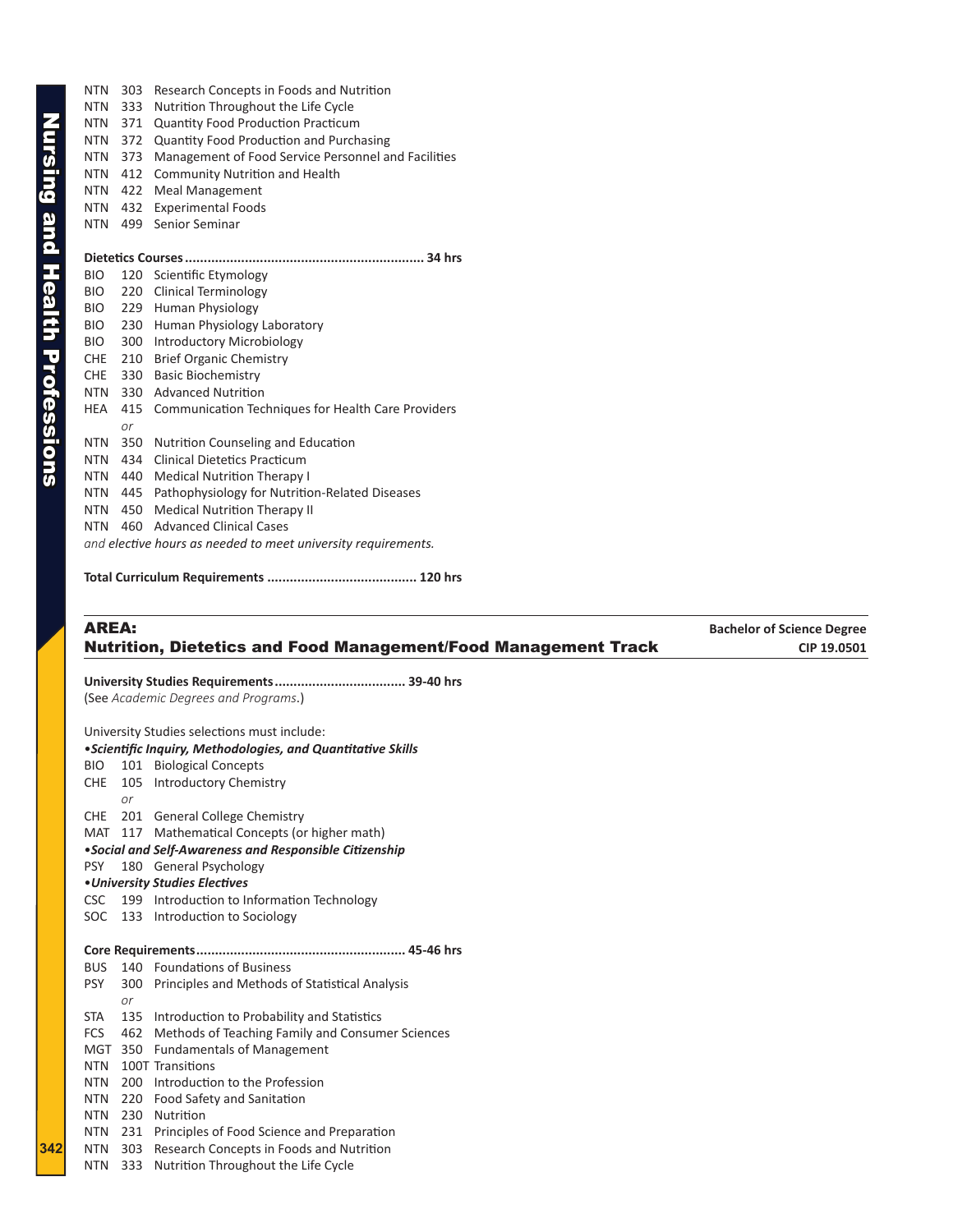NTN 303 Research Concepts in Foods and Nutrition
NTN 333 Nutrition Throughout the Life Cycle
NTN 371 Quantity Food Production Practicum
NTN 372 Quantity Food Production and Purchasing
NTN 373 Management of Food Service Personnel and Facilities
NTN 412 Community Nutrition and Health
NTN 422 Meal Management
NTN 432 Experimental Foods
NTN 499 Senior Seminar

**Dietetics Courses............................................................ 34 hrs**

BIO 120 Scientific Etymology
BIO 220 Clinical Terminology
BIO 229 Human Physiology
BIO 230 Human Physiology Laboratory
BIO 300 Introductory Microbiology
CHE 210 Brief Organic Chemistry
CHE 330 Basic Biochemistry
NTN 330 Advanced Nutrition
HEA 415 Communication Techniques for Health Care Providers
*or*
NTN 350 Nutrition Counseling and Education
NTN 434 Clinical Dietetics Practicum
NTN 440 Medical Nutrition Therapy I
NTN 445 Pathophysiology for Nutrition-Related Diseases
NTN 450 Medical Nutrition Therapy II
NTN 460 Advanced Clinical Cases
*and elective hours as needed to meet university requirements.*

**Total Curriculum Requirements ....................................... 120 hrs**

## AREA: Nutrition, Dietetics and Food Management/Food Management Track

**Bachelor of Science Degree**
**CIP 19.0501**

**University Studies Requirements.................................. 39-40 hrs**
(See *Academic Degrees and Programs*.)

University Studies selections must include:

•***Scientific Inquiry, Methodologies, and Quantitative Skills***
BIO 101 Biological Concepts
CHE 105 Introductory Chemistry
*or*
CHE 201 General College Chemistry
MAT 117 Mathematical Concepts (or higher math)

•***Social and Self-Awareness and Responsible Citizenship***
PSY 180 General Psychology

•***University Studies Electives***
CSC 199 Introduction to Information Technology
SOC 133 Introduction to Sociology

**Core Requirements....................................................... 45-46 hrs**

BUS 140 Foundations of Business
PSY 300 Principles and Methods of Statistical Analysis
*or*
STA 135 Introduction to Probability and Statistics
FCS 462 Methods of Teaching Family and Consumer Sciences
MGT 350 Fundamentals of Management
NTN 100T Transitions
NTN 200 Introduction to the Profession
NTN 220 Food Safety and Sanitation
NTN 230 Nutrition
NTN 231 Principles of Food Science and Preparation
NTN 303 Research Concepts in Foods and Nutrition
NTN 333 Nutrition Throughout the Life Cycle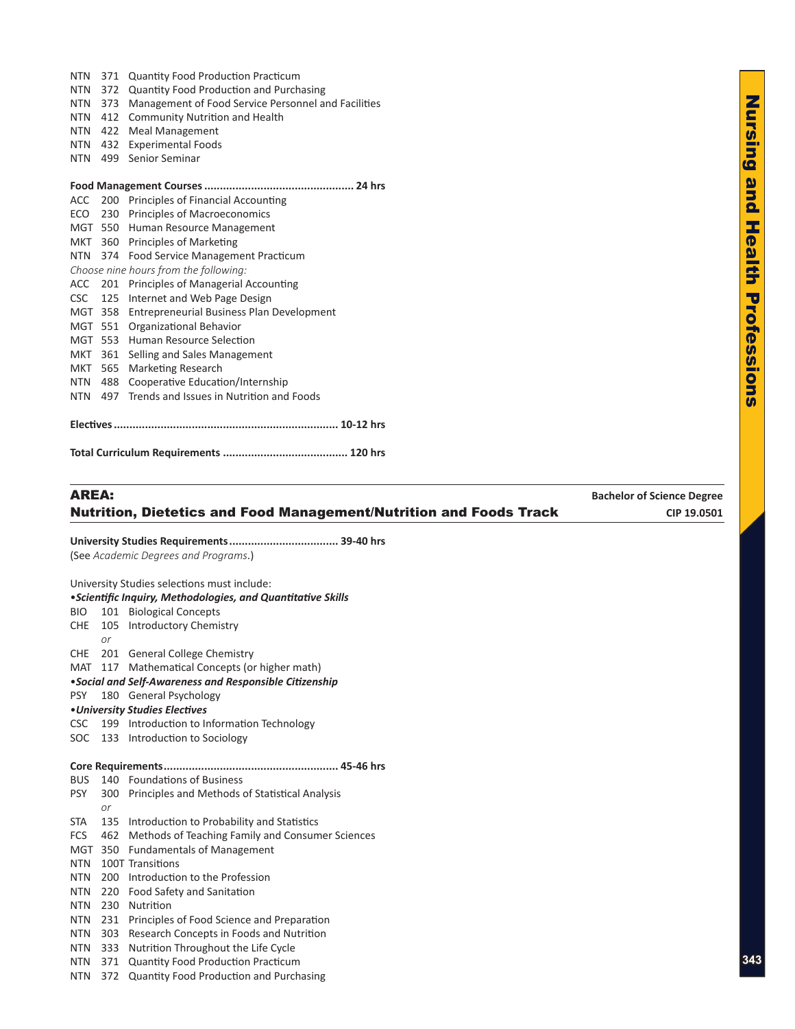NTN 371 Quantity Food Production Practicum
NTN 372 Quantity Food Production and Purchasing
NTN 373 Management of Food Service Personnel and Facilities
NTN 412 Community Nutrition and Health
NTN 422 Meal Management
NTN 432 Experimental Foods
NTN 499 Senior Seminar

**Food Management Courses ............................................... 24 hrs**

ACC 200 Principles of Financial Accounting
ECO 230 Principles of Macroeconomics
MGT 550 Human Resource Management
MKT 360 Principles of Marketing
NTN 374 Food Service Management Practicum

*Choose nine hours from the following:*

ACC 201 Principles of Managerial Accounting
CSC 125 Internet and Web Page Design
MGT 358 Entrepreneurial Business Plan Development
MGT 551 Organizational Behavior
MGT 553 Human Resource Selection
MKT 361 Selling and Sales Management
MKT 565 Marketing Research
NTN 488 Cooperative Education/Internship
NTN 497 Trends and Issues in Nutrition and Foods

**Electives ...................................................................... 10-12 hrs**

**Total Curriculum Requirements ....................................... 120 hrs**

## AREA: Nutrition, Dietetics and Food Management/Nutrition and Foods Track

**Bachelor of Science Degree**
**CIP 19.0501**

**University Studies Requirements .................................. 39-40 hrs**

(See *Academic Degrees and Programs*.)

University Studies selections must include:

•***Scientific Inquiry, Methodologies, and Quantitative Skills***

BIO 101 Biological Concepts
CHE 105 Introductory Chemistry
*or*
CHE 201 General College Chemistry
MAT 117 Mathematical Concepts (or higher math)

•***Social and Self-Awareness and Responsible Citizenship***

PSY 180 General Psychology

•***University Studies Electives***

CSC 199 Introduction to Information Technology
SOC 133 Introduction to Sociology

**Core Requirements ....................................................... 45-46 hrs**

BUS 140 Foundations of Business
PSY 300 Principles and Methods of Statistical Analysis
*or*
STA 135 Introduction to Probability and Statistics
FCS 462 Methods of Teaching Family and Consumer Sciences
MGT 350 Fundamentals of Management
NTN 100T Transitions
NTN 200 Introduction to the Profession
NTN 220 Food Safety and Sanitation
NTN 230 Nutrition
NTN 231 Principles of Food Science and Preparation
NTN 303 Research Concepts in Foods and Nutrition
NTN 333 Nutrition Throughout the Life Cycle
NTN 371 Quantity Food Production Practicum
NTN 372 Quantity Food Production and Purchasing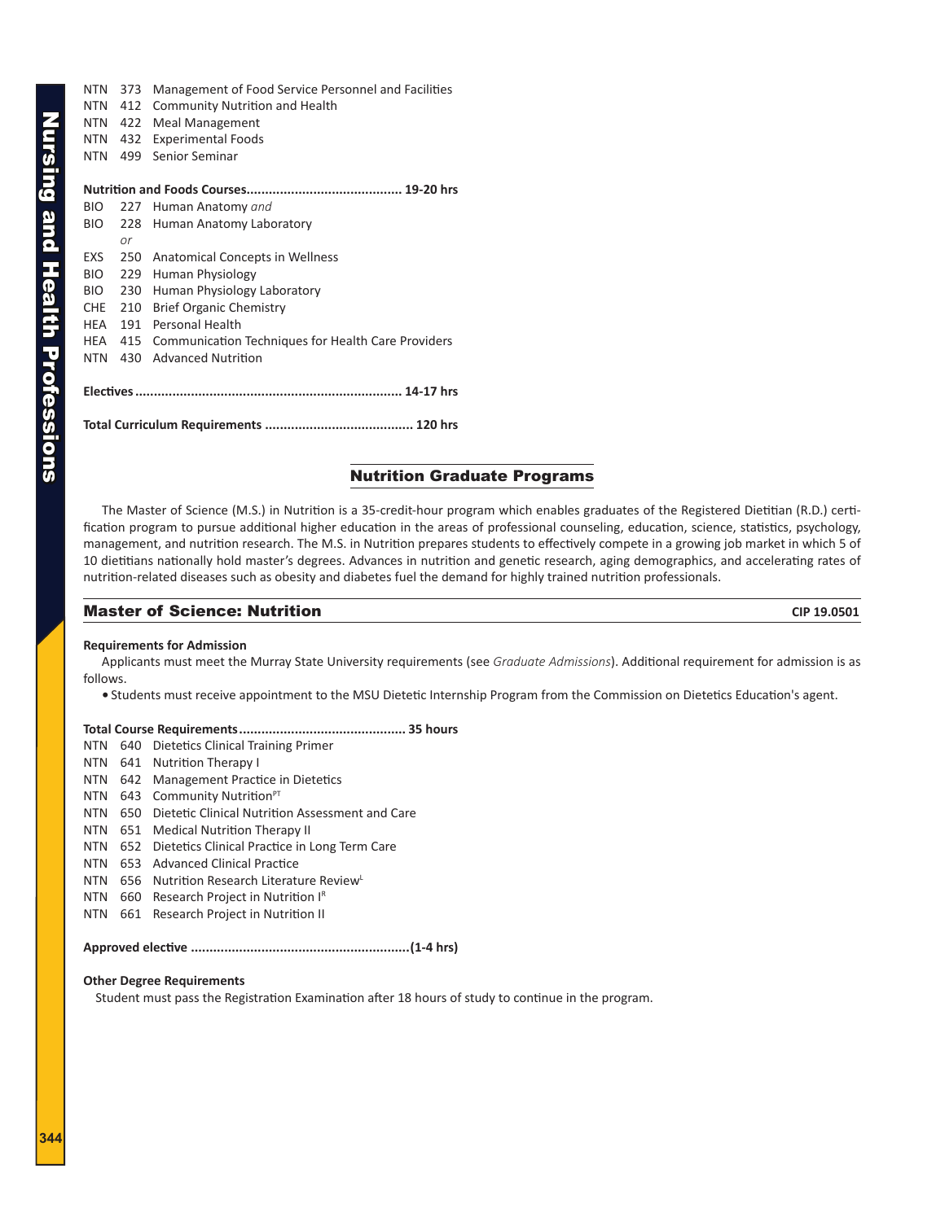NTN 373 Management of Food Service Personnel and Facilities
NTN 412 Community Nutrition and Health
NTN 422 Meal Management
NTN 432 Experimental Foods
NTN 499 Senior Seminar

**Nutrition and Foods Courses......................................... 19-20 hrs**

BIO 227 Human Anatomy *and*
BIO 228 Human Anatomy Laboratory
*or*
EXS 250 Anatomical Concepts in Wellness
BIO 229 Human Physiology
BIO 230 Human Physiology Laboratory
CHE 210 Brief Organic Chemistry
HEA 191 Personal Health
HEA 415 Communication Techniques for Health Care Providers
NTN 430 Advanced Nutrition

**Electives ...................................................................... 14-17 hrs**

**Total Curriculum Requirements ....................................... 120 hrs**

## Nutrition Graduate Programs

The Master of Science (M.S.) in Nutrition is a 35-credit-hour program which enables graduates of the Registered Dietitian (R.D.) certification program to pursue additional higher education in the areas of professional counseling, education, science, statistics, psychology, management, and nutrition research. The M.S. in Nutrition prepares students to effectively compete in a growing job market in which 5 of 10 dietitians nationally hold master's degrees. Advances in nutrition and genetic research, aging demographics, and accelerating rates of nutrition-related diseases such as obesity and diabetes fuel the demand for highly trained nutrition professionals.

## Master of Science: Nutrition

**CIP 19.0501**

**Requirements for Admission**

Applicants must meet the Murray State University requirements (see *Graduate Admissions*). Additional requirement for admission is as follows.

- Students must receive appointment to the MSU Dietetic Internship Program from the Commission on Dietetics Education's agent.

**Total Course Requirements............................................ 35 hours**

NTN 640 Dietetics Clinical Training Primer
NTN 641 Nutrition Therapy I
NTN 642 Management Practice in Dietetics
NTN 643 Community Nutrition[PT]
NTN 650 Dietetic Clinical Nutrition Assessment and Care
NTN 651 Medical Nutrition Therapy II
NTN 652 Dietetics Clinical Practice in Long Term Care
NTN 653 Advanced Clinical Practice
NTN 656 Nutrition Research Literature Review[L]
NTN 660 Research Project in Nutrition I[R]
NTN 661 Research Project in Nutrition II

**Approved elective ..........................................................(1-4 hrs)**

**Other Degree Requirements**

Student must pass the Registration Examination after 18 hours of study to continue in the program.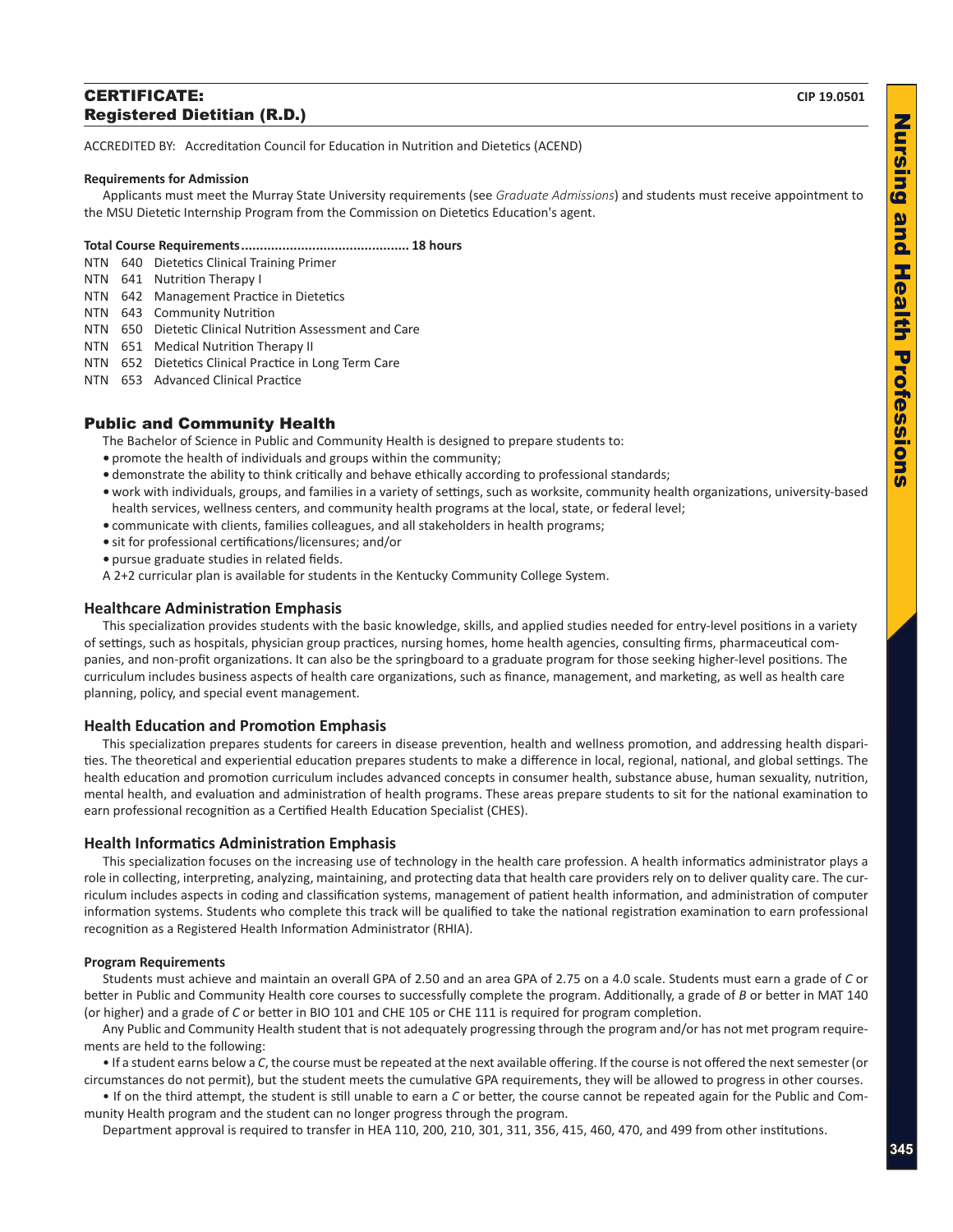## CERTIFICATE: Registered Dietitian (R.D.)

CIP 19.0501

ACCREDITED BY: Accreditation Council for Education in Nutrition and Dietetics (ACEND)

**Requirements for Admission**

Applicants must meet the Murray State University requirements (see *Graduate Admissions*) and students must receive appointment to the MSU Dietetic Internship Program from the Commission on Dietetics Education's agent.

**Total Course Requirements............................................ 18 hours**

NTN 640 Dietetics Clinical Training Primer
NTN 641 Nutrition Therapy I
NTN 642 Management Practice in Dietetics
NTN 643 Community Nutrition
NTN 650 Dietetic Clinical Nutrition Assessment and Care
NTN 651 Medical Nutrition Therapy II
NTN 652 Dietetics Clinical Practice in Long Term Care
NTN 653 Advanced Clinical Practice

## Public and Community Health

The Bachelor of Science in Public and Community Health is designed to prepare students to:

- promote the health of individuals and groups within the community;
- demonstrate the ability to think critically and behave ethically according to professional standards;
- work with individuals, groups, and families in a variety of settings, such as worksite, community health organizations, university-based health services, wellness centers, and community health programs at the local, state, or federal level;
- communicate with clients, families colleagues, and all stakeholders in health programs;
- sit for professional certifications/licensures; and/or
- pursue graduate studies in related fields.

A 2+2 curricular plan is available for students in the Kentucky Community College System.

### Healthcare Administration Emphasis

This specialization provides students with the basic knowledge, skills, and applied studies needed for entry-level positions in a variety of settings, such as hospitals, physician group practices, nursing homes, home health agencies, consulting firms, pharmaceutical companies, and non-profit organizations. It can also be the springboard to a graduate program for those seeking higher-level positions. The curriculum includes business aspects of health care organizations, such as finance, management, and marketing, as well as health care planning, policy, and special event management.

### Health Education and Promotion Emphasis

This specialization prepares students for careers in disease prevention, health and wellness promotion, and addressing health disparities. The theoretical and experiential education prepares students to make a difference in local, regional, national, and global settings. The health education and promotion curriculum includes advanced concepts in consumer health, substance abuse, human sexuality, nutrition, mental health, and evaluation and administration of health programs. These areas prepare students to sit for the national examination to earn professional recognition as a Certified Health Education Specialist (CHES).

### Health Informatics Administration Emphasis

This specialization focuses on the increasing use of technology in the health care profession. A health informatics administrator plays a role in collecting, interpreting, analyzing, maintaining, and protecting data that health care providers rely on to deliver quality care. The curriculum includes aspects in coding and classification systems, management of patient health information, and administration of computer information systems. Students who complete this track will be qualified to take the national registration examination to earn professional recognition as a Registered Health Information Administrator (RHIA).

**Program Requirements**

Students must achieve and maintain an overall GPA of 2.50 and an area GPA of 2.75 on a 4.0 scale. Students must earn a grade of *C* or better in Public and Community Health core courses to successfully complete the program. Additionally, a grade of *B* or better in MAT 140 (or higher) and a grade of *C* or better in BIO 101 and CHE 105 or CHE 111 is required for program completion.

Any Public and Community Health student that is not adequately progressing through the program and/or has not met program requirements are held to the following:

• If a student earns below a *C*, the course must be repeated at the next available offering. If the course is not offered the next semester (or circumstances do not permit), but the student meets the cumulative GPA requirements, they will be allowed to progress in other courses.

• If on the third attempt, the student is still unable to earn a *C* or better, the course cannot be repeated again for the Public and Community Health program and the student can no longer progress through the program.

Department approval is required to transfer in HEA 110, 200, 210, 301, 311, 356, 415, 460, 470, and 499 from other institutions.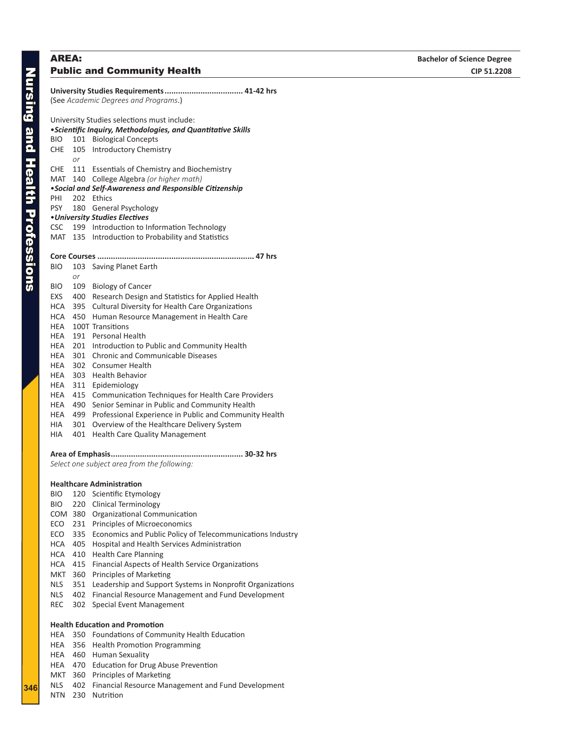## AREA: Public and Community Health

**Bachelor of Science Degree**
**CIP 51.2208**

**University Studies Requirements.................................. 41-42 hrs**
(See *Academic Degrees and Programs*.)

University Studies selections must include:

•***Scientific Inquiry, Methodologies, and Quantitative Skills***
BIO 101 Biological Concepts
CHE 105 Introductory Chemistry
*or*
CHE 111 Essentials of Chemistry and Biochemistry
MAT 140 College Algebra *(or higher math)*

•***Social and Self-Awareness and Responsible Citizenship***
PHI 202 Ethics
PSY 180 General Psychology

•***University Studies Electives***
CSC 199 Introduction to Information Technology
MAT 135 Introduction to Probability and Statistics

**Core Courses .................................................................... 47 hrs**
BIO 103 Saving Planet Earth
*or*
BIO 109 Biology of Cancer
EXS 400 Research Design and Statistics for Applied Health
HCA 395 Cultural Diversity for Health Care Organizations
HCA 450 Human Resource Management in Health Care
HEA 100T Transitions
HEA 191 Personal Health
HEA 201 Introduction to Public and Community Health
HEA 301 Chronic and Communicable Diseases
HEA 302 Consumer Health
HEA 303 Health Behavior
HEA 311 Epidemiology
HEA 415 Communication Techniques for Health Care Providers
HEA 490 Senior Seminar in Public and Community Health
HEA 499 Professional Experience in Public and Community Health
HIA 301 Overview of the Healthcare Delivery System
HIA 401 Health Care Quality Management

**Area of Emphasis.......................................................... 30-32 hrs**
*Select one subject area from the following:*

**Healthcare Administration**
BIO 120 Scientific Etymology
BIO 220 Clinical Terminology
COM 380 Organizational Communication
ECO 231 Principles of Microeconomics
ECO 335 Economics and Public Policy of Telecommunications Industry
HCA 405 Hospital and Health Services Administration
HCA 410 Health Care Planning
HCA 415 Financial Aspects of Health Service Organizations
MKT 360 Principles of Marketing
NLS 351 Leadership and Support Systems in Nonprofit Organizations
NLS 402 Financial Resource Management and Fund Development
REC 302 Special Event Management

**Health Education and Promotion**
HEA 350 Foundations of Community Health Education
HEA 356 Health Promotion Programming
HEA 460 Human Sexuality
HEA 470 Education for Drug Abuse Prevention
MKT 360 Principles of Marketing
NLS 402 Financial Resource Management and Fund Development
NTN 230 Nutrition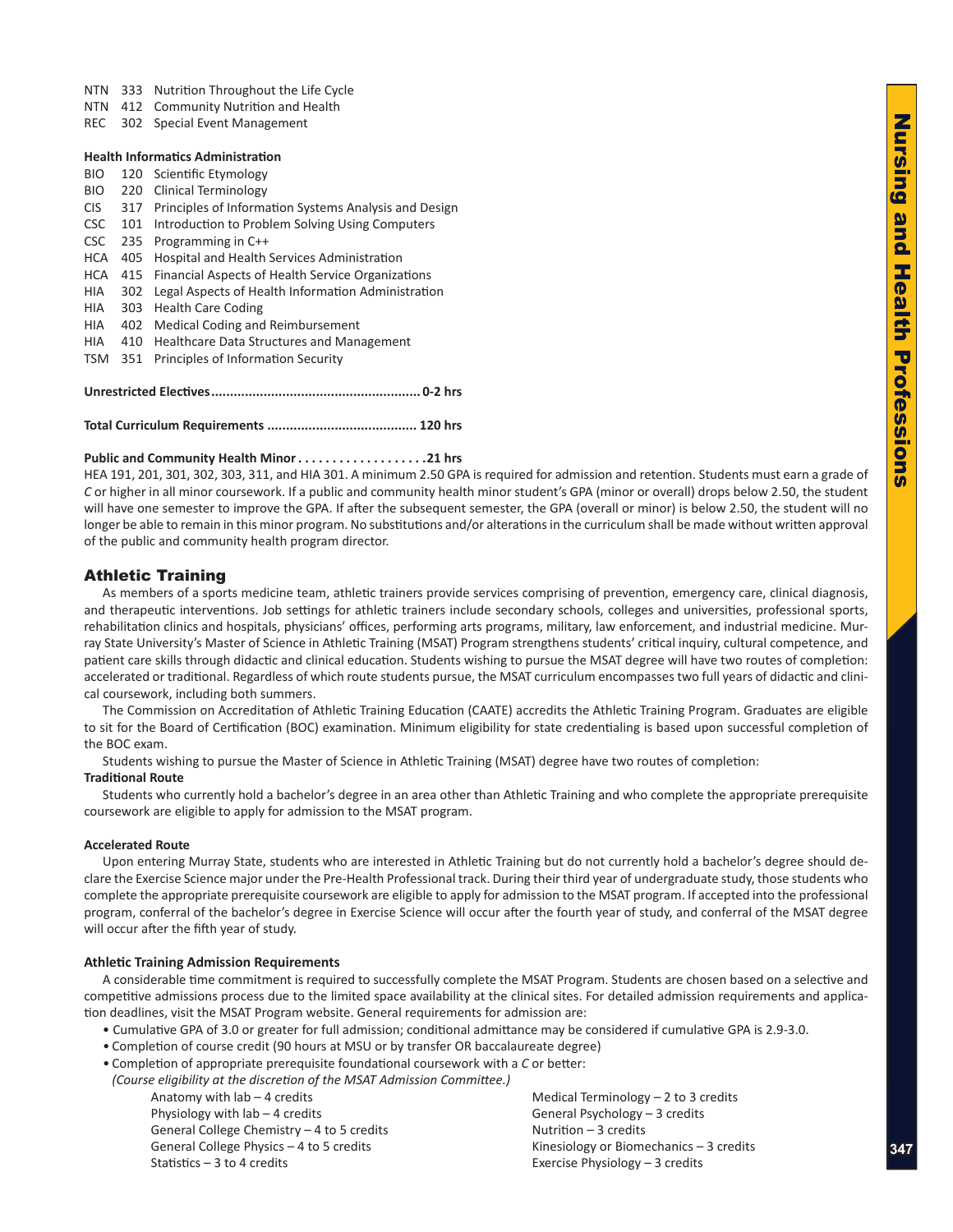NTN 333 Nutrition Throughout the Life Cycle
NTN 412 Community Nutrition and Health
REC 302 Special Event Management

**Health Informatics Administration**

BIO 120 Scientific Etymology
BIO 220 Clinical Terminology
CIS 317 Principles of Information Systems Analysis and Design
CSC 101 Introduction to Problem Solving Using Computers
CSC 235 Programming in C++
HCA 405 Hospital and Health Services Administration
HCA 415 Financial Aspects of Health Service Organizations
HIA 302 Legal Aspects of Health Information Administration
HIA 303 Health Care Coding
HIA 402 Medical Coding and Reimbursement
HIA 410 Healthcare Data Structures and Management
TSM 351 Principles of Information Security

**Unrestricted Electives........................................................0-2 hrs**

**Total Curriculum Requirements ....................................... 120 hrs**

**Public and Community Health Minor . . . . . . . . . . . . . . . . . . .21 hrs**
HEA 191, 201, 301, 302, 303, 311, and HIA 301. A minimum 2.50 GPA is required for admission and retention. Students must earn a grade of *C* or higher in all minor coursework. If a public and community health minor student's GPA (minor or overall) drops below 2.50, the student will have one semester to improve the GPA. If after the subsequent semester, the GPA (overall or minor) is below 2.50, the student will no longer be able to remain in this minor program. No substitutions and/or alterations in the curriculum shall be made without written approval of the public and community health program director.

## Athletic Training

As members of a sports medicine team, athletic trainers provide services comprising of prevention, emergency care, clinical diagnosis, and therapeutic interventions. Job settings for athletic trainers include secondary schools, colleges and universities, professional sports, rehabilitation clinics and hospitals, physicians' offices, performing arts programs, military, law enforcement, and industrial medicine. Murray State University's Master of Science in Athletic Training (MSAT) Program strengthens students' critical inquiry, cultural competence, and patient care skills through didactic and clinical education. Students wishing to pursue the MSAT degree will have two routes of completion: accelerated or traditional. Regardless of which route students pursue, the MSAT curriculum encompasses two full years of didactic and clinical coursework, including both summers.

The Commission on Accreditation of Athletic Training Education (CAATE) accredits the Athletic Training Program. Graduates are eligible to sit for the Board of Certification (BOC) examination. Minimum eligibility for state credentialing is based upon successful completion of the BOC exam.

Students wishing to pursue the Master of Science in Athletic Training (MSAT) degree have two routes of completion:

**Traditional Route**

Students who currently hold a bachelor's degree in an area other than Athletic Training and who complete the appropriate prerequisite coursework are eligible to apply for admission to the MSAT program.

**Accelerated Route**

Upon entering Murray State, students who are interested in Athletic Training but do not currently hold a bachelor's degree should declare the Exercise Science major under the Pre-Health Professional track. During their third year of undergraduate study, those students who complete the appropriate prerequisite coursework are eligible to apply for admission to the MSAT program. If accepted into the professional program, conferral of the bachelor's degree in Exercise Science will occur after the fourth year of study, and conferral of the MSAT degree will occur after the fifth year of study.

**Athletic Training Admission Requirements**

A considerable time commitment is required to successfully complete the MSAT Program. Students are chosen based on a selective and competitive admissions process due to the limited space availability at the clinical sites. For detailed admission requirements and application deadlines, visit the MSAT Program website. General requirements for admission are:

- Cumulative GPA of 3.0 or greater for full admission; conditional admittance may be considered if cumulative GPA is 2.9-3.0.
- Completion of course credit (90 hours at MSU or by transfer OR baccalaureate degree)
- Completion of appropriate prerequisite foundational coursework with a *C* or better:
  *(Course eligibility at the discretion of the MSAT Admission Committee.)*
  - Anatomy with lab – 4 credits
  - Physiology with lab – 4 credits
  - General College Chemistry – 4 to 5 credits
  - General College Physics – 4 to 5 credits
  - Statistics – 3 to 4 credits
  - Medical Terminology – 2 to 3 credits
  - General Psychology – 3 credits
  - Nutrition – 3 credits
  - Kinesiology or Biomechanics – 3 credits
  - Exercise Physiology – 3 credits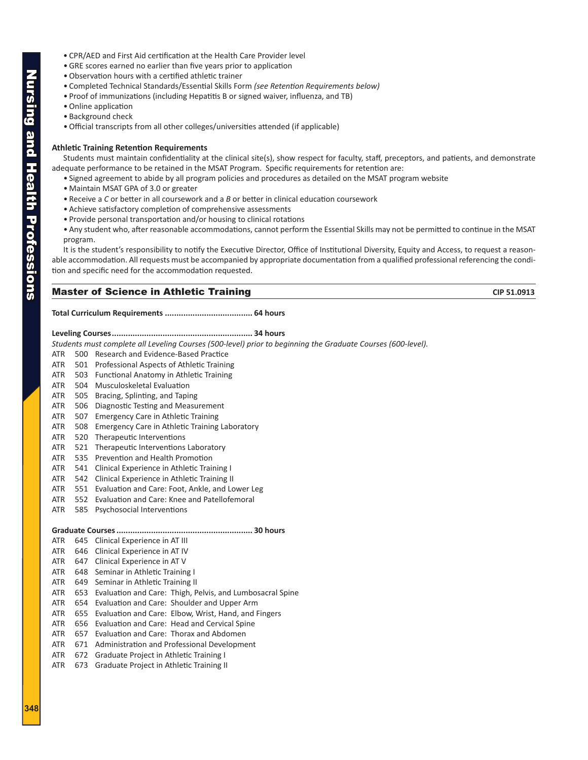- CPR/AED and First Aid certification at the Health Care Provider level
- GRE scores earned no earlier than five years prior to application
- Observation hours with a certified athletic trainer
- Completed Technical Standards/Essential Skills Form *(see Retention Requirements below)*
- Proof of immunizations (including Hepatitis B or signed waiver, influenza, and TB)
- Online application
- Background check
- Official transcripts from all other colleges/universities attended (if applicable)

**Athletic Training Retention Requirements**

Students must maintain confidentiality at the clinical site(s), show respect for faculty, staff, preceptors, and patients, and demonstrate adequate performance to be retained in the MSAT Program. Specific requirements for retention are:

- Signed agreement to abide by all program policies and procedures as detailed on the MSAT program website
- Maintain MSAT GPA of 3.0 or greater
- Receive a *C* or better in all coursework and a *B* or better in clinical education coursework
- Achieve satisfactory completion of comprehensive assessments
- Provide personal transportation and/or housing to clinical rotations
- Any student who, after reasonable accommodations, cannot perform the Essential Skills may not be permitted to continue in the MSAT program.

It is the student's responsibility to notify the Executive Director, Office of Institutional Diversity, Equity and Access, to request a reasonable accommodation. All requests must be accompanied by appropriate documentation from a qualified professional referencing the condition and specific need for the accommodation requested.

## Master of Science in Athletic Training

CIP 51.0913

**Total Curriculum Requirements ...................................... 64 hours**

**Leveling Courses ............................................................ 34 hours**

*Students must complete all Leveling Courses (500-level) prior to beginning the Graduate Courses (600-level).*

ATR 500 Research and Evidence-Based Practice
ATR 501 Professional Aspects of Athletic Training
ATR 503 Functional Anatomy in Athletic Training
ATR 504 Musculoskeletal Evaluation
ATR 505 Bracing, Splinting, and Taping
ATR 506 Diagnostic Testing and Measurement
ATR 507 Emergency Care in Athletic Training
ATR 508 Emergency Care in Athletic Training Laboratory
ATR 520 Therapeutic Interventions
ATR 521 Therapeutic Interventions Laboratory
ATR 535 Prevention and Health Promotion
ATR 541 Clinical Experience in Athletic Training I
ATR 542 Clinical Experience in Athletic Training II
ATR 551 Evaluation and Care: Foot, Ankle, and Lower Leg
ATR 552 Evaluation and Care: Knee and Patellofemoral
ATR 585 Psychosocial Interventions

**Graduate Courses ........................................................... 30 hours**

ATR 645 Clinical Experience in AT III
ATR 646 Clinical Experience in AT IV
ATR 647 Clinical Experience in AT V
ATR 648 Seminar in Athletic Training I
ATR 649 Seminar in Athletic Training II
ATR 653 Evaluation and Care: Thigh, Pelvis, and Lumbosacral Spine
ATR 654 Evaluation and Care: Shoulder and Upper Arm
ATR 655 Evaluation and Care: Elbow, Wrist, Hand, and Fingers
ATR 656 Evaluation and Care: Head and Cervical Spine
ATR 657 Evaluation and Care: Thorax and Abdomen
ATR 671 Administration and Professional Development
ATR 672 Graduate Project in Athletic Training I
ATR 673 Graduate Project in Athletic Training II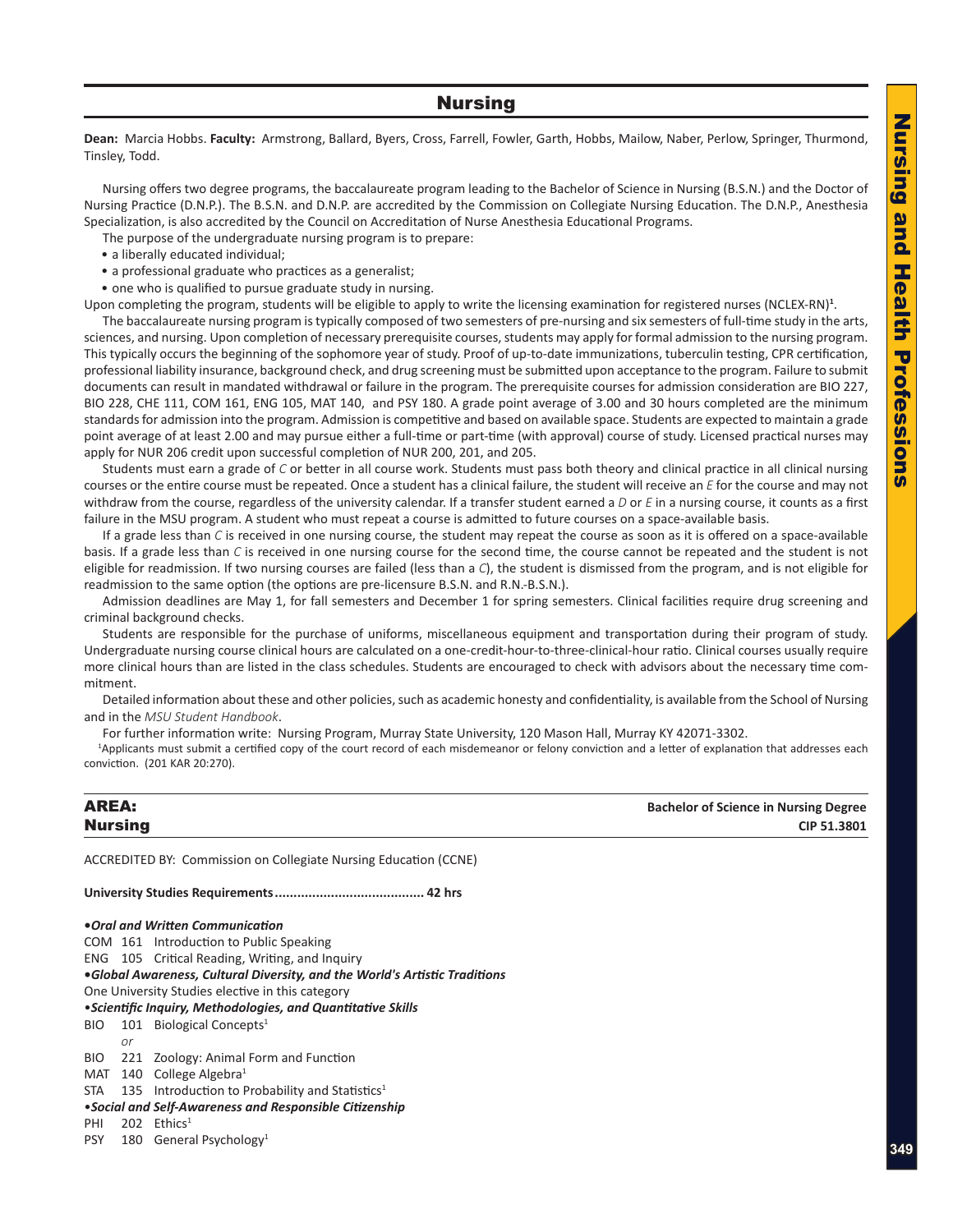# Nursing

**Dean:** Marcia Hobbs. **Faculty:** Armstrong, Ballard, Byers, Cross, Farrell, Fowler, Garth, Hobbs, Mailow, Naber, Perlow, Springer, Thurmond, Tinsley, Todd.

Nursing offers two degree programs, the baccalaureate program leading to the Bachelor of Science in Nursing (B.S.N.) and the Doctor of Nursing Practice (D.N.P.). The B.S.N. and D.N.P. are accredited by the Commission on Collegiate Nursing Education. The D.N.P., Anesthesia Specialization, is also accredited by the Council on Accreditation of Nurse Anesthesia Educational Programs.

The purpose of the undergraduate nursing program is to prepare:

- a liberally educated individual;
- a professional graduate who practices as a generalist;
- one who is qualified to pursue graduate study in nursing.

Upon completing the program, students will be eligible to apply to write the licensing examination for registered nurses (NCLEX-RN)[1].

The baccalaureate nursing program is typically composed of two semesters of pre-nursing and six semesters of full-time study in the arts, sciences, and nursing. Upon completion of necessary prerequisite courses, students may apply for formal admission to the nursing program. This typically occurs the beginning of the sophomore year of study. Proof of up-to-date immunizations, tuberculin testing, CPR certification, professional liability insurance, background check, and drug screening must be submitted upon acceptance to the program. Failure to submit documents can result in mandated withdrawal or failure in the program. The prerequisite courses for admission consideration are BIO 227, BIO 228, CHE 111, COM 161, ENG 105, MAT 140, and PSY 180. A grade point average of 3.00 and 30 hours completed are the minimum standards for admission into the program. Admission is competitive and based on available space. Students are expected to maintain a grade point average of at least 2.00 and may pursue either a full-time or part-time (with approval) course of study. Licensed practical nurses may apply for NUR 206 credit upon successful completion of NUR 200, 201, and 205.

Students must earn a grade of *C* or better in all course work. Students must pass both theory and clinical practice in all clinical nursing courses or the entire course must be repeated. Once a student has a clinical failure, the student will receive an *E* for the course and may not withdraw from the course, regardless of the university calendar. If a transfer student earned a *D* or *E* in a nursing course, it counts as a first failure in the MSU program. A student who must repeat a course is admitted to future courses on a space-available basis.

If a grade less than *C* is received in one nursing course, the student may repeat the course as soon as it is offered on a space-available basis. If a grade less than *C* is received in one nursing course for the second time, the course cannot be repeated and the student is not eligible for readmission. If two nursing courses are failed (less than a *C*), the student is dismissed from the program, and is not eligible for readmission to the same option (the options are pre-licensure B.S.N. and R.N.-B.S.N.).

Admission deadlines are May 1, for fall semesters and December 1 for spring semesters. Clinical facilities require drug screening and criminal background checks.

Students are responsible for the purchase of uniforms, miscellaneous equipment and transportation during their program of study. Undergraduate nursing course clinical hours are calculated on a one-credit-hour-to-three-clinical-hour ratio. Clinical courses usually require more clinical hours than are listed in the class schedules. Students are encouraged to check with advisors about the necessary time commitment.

Detailed information about these and other policies, such as academic honesty and confidentiality, is available from the School of Nursing and in the *MSU Student Handbook*.

For further information write: Nursing Program, Murray State University, 120 Mason Hall, Murray KY 42071-3302.

[1]Applicants must submit a certified copy of the court record of each misdemeanor or felony conviction and a letter of explanation that addresses each conviction. (201 KAR 20:270).

## AREA: Nursing

**Bachelor of Science in Nursing Degree**
**CIP 51.3801**

ACCREDITED BY: Commission on Collegiate Nursing Education (CCNE)

**University Studies Requirements....................................... 42 hrs**

***•Oral and Written Communication***

COM 161 Introduction to Public Speaking
ENG 105 Critical Reading, Writing, and Inquiry

***•Global Awareness, Cultural Diversity, and the World's Artistic Traditions***

One University Studies elective in this category

***•Scientific Inquiry, Methodologies, and Quantitative Skills***

BIO 101 Biological Concepts[1]
*or*
BIO 221 Zoology: Animal Form and Function
MAT 140 College Algebra[1]
STA 135 Introduction to Probability and Statistics[1]

***•Social and Self-Awareness and Responsible Citizenship***

PHI 202 Ethics[1]
PSY 180 General Psychology[1]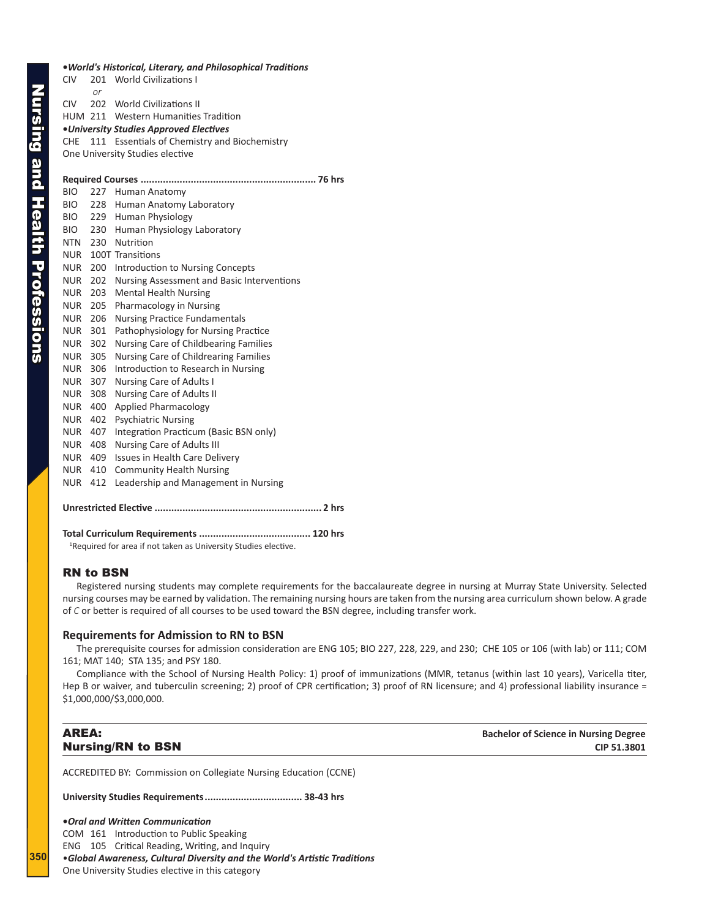**•*World's Historical, Literary, and Philosophical Traditions***
CIV 201 World Civilizations I
*or*
CIV 202 World Civilizations II
HUM 211 Western Humanities Tradition
**•*University Studies Approved Electives***
CHE 111 Essentials of Chemistry and Biochemistry
One University Studies elective

**Required Courses ............................................................. 76 hrs**
BIO 227 Human Anatomy
BIO 228 Human Anatomy Laboratory
BIO 229 Human Physiology
BIO 230 Human Physiology Laboratory
NTN 230 Nutrition
NUR 100T Transitions
NUR 200 Introduction to Nursing Concepts
NUR 202 Nursing Assessment and Basic Interventions
NUR 203 Mental Health Nursing
NUR 205 Pharmacology in Nursing
NUR 206 Nursing Practice Fundamentals
NUR 301 Pathophysiology for Nursing Practice
NUR 302 Nursing Care of Childbearing Families
NUR 305 Nursing Care of Childrearing Families
NUR 306 Introduction to Research in Nursing
NUR 307 Nursing Care of Adults I
NUR 308 Nursing Care of Adults II
NUR 400 Applied Pharmacology
NUR 402 Psychiatric Nursing
NUR 407 Integration Practicum (Basic BSN only)
NUR 408 Nursing Care of Adults III
NUR 409 Issues in Health Care Delivery
NUR 410 Community Health Nursing
NUR 412 Leadership and Management in Nursing

**Unrestricted Elective .......................................................... 2 hrs**

**Total Curriculum Requirements ....................................... 120 hrs**
[1]Required for area if not taken as University Studies elective.

## RN to BSN

Registered nursing students may complete requirements for the baccalaureate degree in nursing at Murray State University. Selected nursing courses may be earned by validation. The remaining nursing hours are taken from the nursing area curriculum shown below. A grade of *C* or better is required of all courses to be used toward the BSN degree, including transfer work.

### Requirements for Admission to RN to BSN

The prerequisite courses for admission consideration are ENG 105; BIO 227, 228, 229, and 230; CHE 105 or 106 (with lab) or 111; COM 161; MAT 140; STA 135; and PSY 180.

Compliance with the School of Nursing Health Policy: 1) proof of immunizations (MMR, tetanus (within last 10 years), Varicella titer, Hep B or waiver, and tuberculin screening; 2) proof of CPR certification; 3) proof of RN licensure; and 4) professional liability insurance = \$1,000,000/\$3,000,000.

## AREA: Nursing/RN to BSN

**Bachelor of Science in Nursing Degree**
**CIP 51.3801**

ACCREDITED BY: Commission on Collegiate Nursing Education (CCNE)

**University Studies Requirements.................................. 38-43 hrs**

**•*Oral and Written Communication***
COM 161 Introduction to Public Speaking
ENG 105 Critical Reading, Writing, and Inquiry
**•*Global Awareness, Cultural Diversity and the World's Artistic Traditions***
One University Studies elective in this category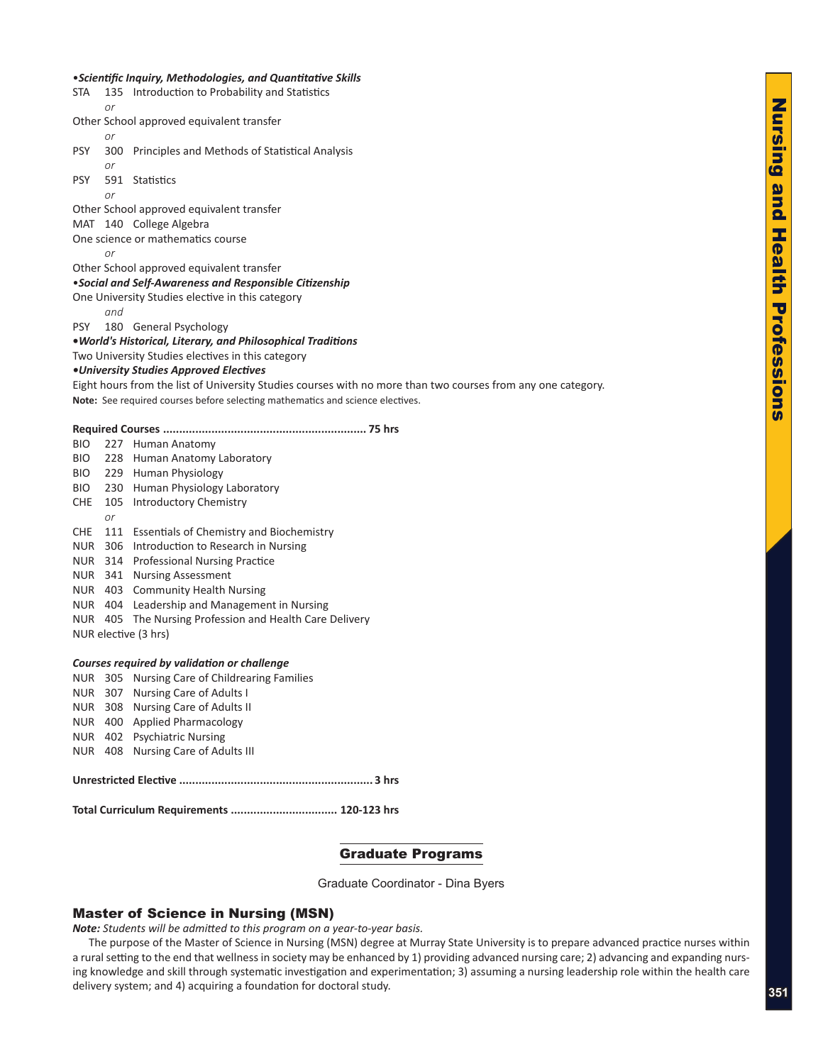***•Scientific Inquiry, Methodologies, and Quantitative Skills***

STA 135 Introduction to Probability and Statistics

*or*

Other School approved equivalent transfer

*or*

PSY 300 Principles and Methods of Statistical Analysis

*or*

PSY 591 Statistics

*or*

Other School approved equivalent transfer

MAT 140 College Algebra

One science or mathematics course

*or*

Other School approved equivalent transfer

***•Social and Self-Awareness and Responsible Citizenship***

One University Studies elective in this category

*and*

PSY 180 General Psychology

***•World's Historical, Literary, and Philosophical Traditions***

Two University Studies electives in this category

***•University Studies Approved Electives***

Eight hours from the list of University Studies courses with no more than two courses from any one category.

**Note:** See required courses before selecting mathematics and science electives.

**Required Courses ............................................................. 75 hrs**

BIO 227 Human Anatomy

BIO 228 Human Anatomy Laboratory

BIO 229 Human Physiology

BIO 230 Human Physiology Laboratory

CHE 105 Introductory Chemistry

*or*

CHE 111 Essentials of Chemistry and Biochemistry

NUR 306 Introduction to Research in Nursing

NUR 314 Professional Nursing Practice

NUR 341 Nursing Assessment

NUR 403 Community Health Nursing

NUR 404 Leadership and Management in Nursing

NUR 405 The Nursing Profession and Health Care Delivery

NUR elective (3 hrs)

***Courses required by validation or challenge***

NUR 305 Nursing Care of Childrearing Families

NUR 307 Nursing Care of Adults I

NUR 308 Nursing Care of Adults II

NUR 400 Applied Pharmacology

NUR 402 Psychiatric Nursing

NUR 408 Nursing Care of Adults III

**Unrestricted Elective .......................................................... 3 hrs**

**Total Curriculum Requirements ................................ 120-123 hrs**

## Graduate Programs

Graduate Coordinator - Dina Byers

### Master of Science in Nursing (MSN)

***Note:*** *Students will be admitted to this program on a year-to-year basis.*

The purpose of the Master of Science in Nursing (MSN) degree at Murray State University is to prepare advanced practice nurses within a rural setting to the end that wellness in society may be enhanced by 1) providing advanced nursing care; 2) advancing and expanding nursing knowledge and skill through systematic investigation and experimentation; 3) assuming a nursing leadership role within the health care delivery system; and 4) acquiring a foundation for doctoral study.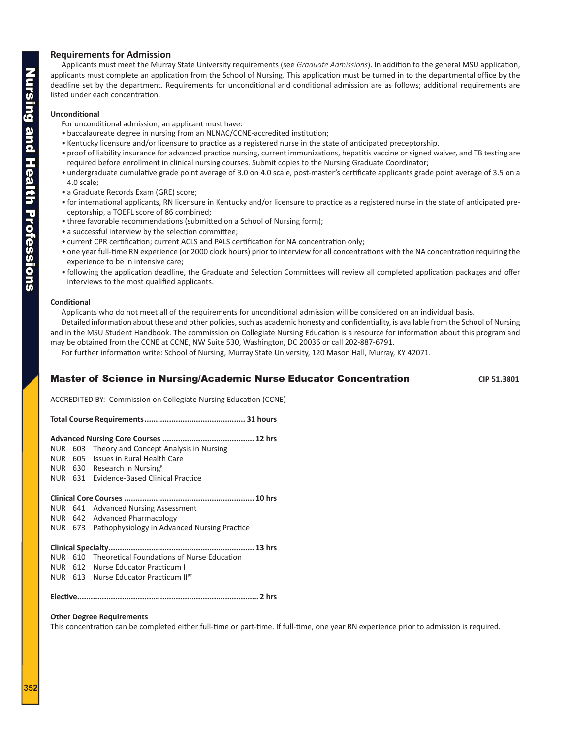## Requirements for Admission

Applicants must meet the Murray State University requirements (see *Graduate Admissions*). In addition to the general MSU application, applicants must complete an application from the School of Nursing. This application must be turned in to the departmental office by the deadline set by the department. Requirements for unconditional and conditional admission are as follows; additional requirements are listed under each concentration.

### Unconditional

For unconditional admission, an applicant must have:

- baccalaureate degree in nursing from an NLNAC/CCNE-accredited institution;
- Kentucky licensure and/or licensure to practice as a registered nurse in the state of anticipated preceptorship.
- proof of liability insurance for advanced practice nursing, current immunizations, hepatitis vaccine or signed waiver, and TB testing are required before enrollment in clinical nursing courses. Submit copies to the Nursing Graduate Coordinator;
- undergraduate cumulative grade point average of 3.0 on 4.0 scale, post-master's certificate applicants grade point average of 3.5 on a 4.0 scale;
- a Graduate Records Exam (GRE) score;
- for international applicants, RN licensure in Kentucky and/or licensure to practice as a registered nurse in the state of anticipated preceptorship, a TOEFL score of 86 combined;
- three favorable recommendations (submitted on a School of Nursing form);
- a successful interview by the selection committee;
- current CPR certification; current ACLS and PALS certification for NA concentration only;
- one year full-time RN experience (or 2000 clock hours) prior to interview for all concentrations with the NA concentration requiring the experience to be in intensive care;
- following the application deadline, the Graduate and Selection Committees will review all completed application packages and offer interviews to the most qualified applicants.

### Conditional

Applicants who do not meet all of the requirements for unconditional admission will be considered on an individual basis.

Detailed information about these and other policies, such as academic honesty and confidentiality, is available from the School of Nursing and in the MSU Student Handbook. The commission on Collegiate Nursing Education is a resource for information about this program and may be obtained from the CCNE at CCNE, NW Suite 530, Washington, DC 20036 or call 202-887-6791.

For further information write: School of Nursing, Murray State University, 120 Mason Hall, Murray, KY 42071.

## Master of Science in Nursing/Academic Nurse Educator Concentration — CIP 51.3801

ACCREDITED BY: Commission on Collegiate Nursing Education (CCNE)

**Total Course Requirements............................................ 31 hours**

**Advanced Nursing Core Courses ......................................... 12 hrs**

NUR 603 Theory and Concept Analysis in Nursing
NUR 605 Issues in Rural Health Care
NUR 630 Research in Nursing[R]
NUR 631 Evidence-Based Clinical Practice[L]

**Clinical Core Courses .......................................................... 10 hrs**

NUR 641 Advanced Nursing Assessment
NUR 642 Advanced Pharmacology
NUR 673 Pathophysiology in Advanced Nursing Practice

**Clinical Specialty................................................................ 13 hrs**

NUR 610 Theoretical Foundations of Nurse Education
NUR 612 Nurse Educator Practicum I
NUR 613 Nurse Educator Practicum II[PT]

**Elective................................................................................ 2 hrs**

### Other Degree Requirements

This concentration can be completed either full-time or part-time. If full-time, one year RN experience prior to admission is required.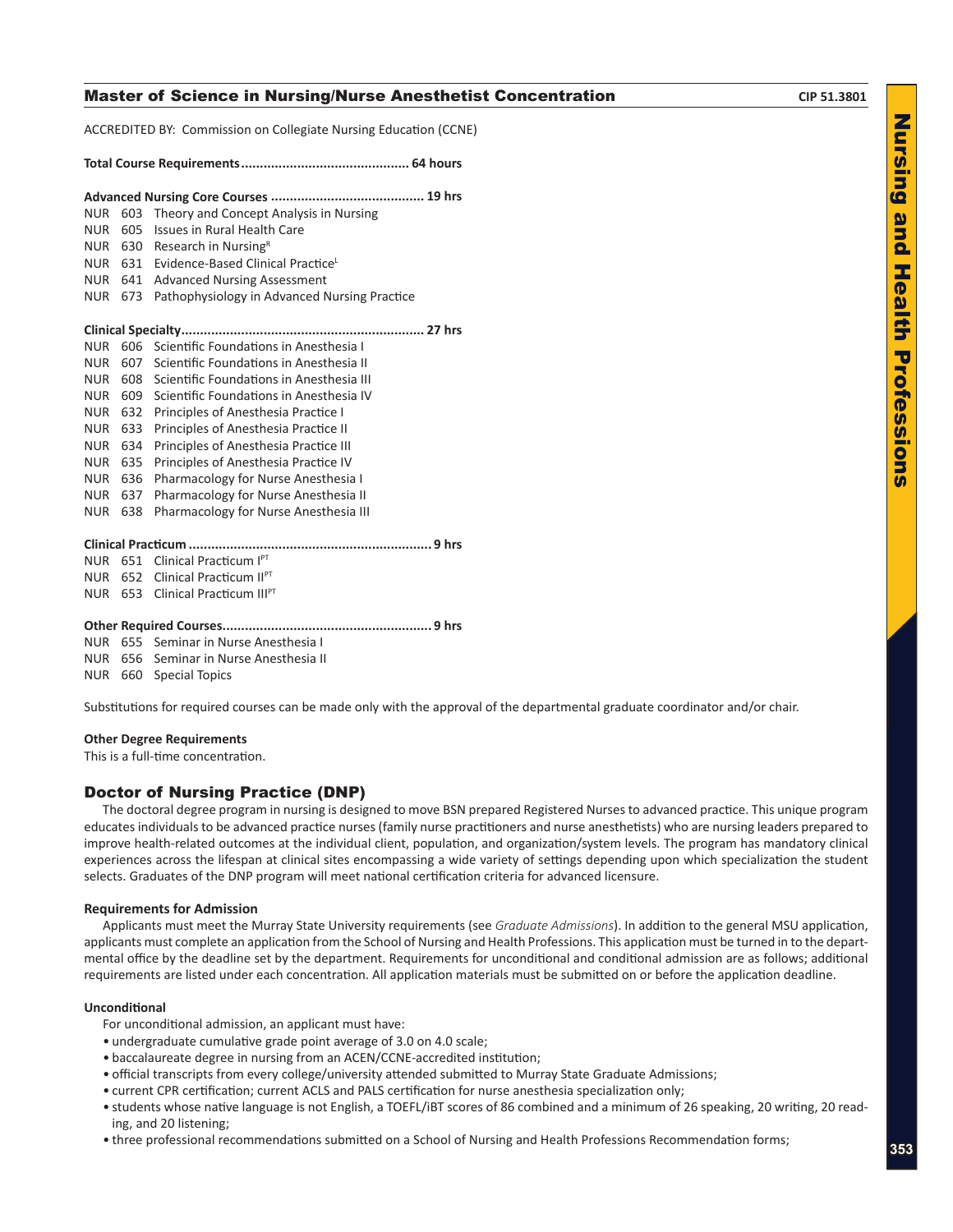## Master of Science in Nursing/Nurse Anesthetist Concentration

CIP 51.3801

ACCREDITED BY: Commission on Collegiate Nursing Education (CCNE)

**Total Course Requirements............................................ 64 hours**

**Advanced Nursing Core Courses ........................................ 19 hrs**

NUR 603 Theory and Concept Analysis in Nursing
NUR 605 Issues in Rural Health Care
NUR 630 Research in Nursing[R]
NUR 631 Evidence-Based Clinical Practice[L]
NUR 641 Advanced Nursing Assessment
NUR 673 Pathophysiology in Advanced Nursing Practice

**Clinical Specialty................................................................ 27 hrs**

NUR 606 Scientific Foundations in Anesthesia I
NUR 607 Scientific Foundations in Anesthesia II
NUR 608 Scientific Foundations in Anesthesia III
NUR 609 Scientific Foundations in Anesthesia IV
NUR 632 Principles of Anesthesia Practice I
NUR 633 Principles of Anesthesia Practice II
NUR 634 Principles of Anesthesia Practice III
NUR 635 Principles of Anesthesia Practice IV
NUR 636 Pharmacology for Nurse Anesthesia I
NUR 637 Pharmacology for Nurse Anesthesia II
NUR 638 Pharmacology for Nurse Anesthesia III

**Clinical Practicum ................................................................ 9 hrs**

NUR 651 Clinical Practicum I[PT]
NUR 652 Clinical Practicum II[PT]
NUR 653 Clinical Practicum III[PT]

**Other Required Courses....................................................... 9 hrs**

NUR 655 Seminar in Nurse Anesthesia I
NUR 656 Seminar in Nurse Anesthesia II
NUR 660 Special Topics

Substitutions for required courses can be made only with the approval of the departmental graduate coordinator and/or chair.

**Other Degree Requirements**

This is a full-time concentration.

## Doctor of Nursing Practice (DNP)

The doctoral degree program in nursing is designed to move BSN prepared Registered Nurses to advanced practice. This unique program educates individuals to be advanced practice nurses (family nurse practitioners and nurse anesthetists) who are nursing leaders prepared to improve health-related outcomes at the individual client, population, and organization/system levels. The program has mandatory clinical experiences across the lifespan at clinical sites encompassing a wide variety of settings depending upon which specialization the student selects. Graduates of the DNP program will meet national certification criteria for advanced licensure.

**Requirements for Admission**

Applicants must meet the Murray State University requirements (see *Graduate Admissions*). In addition to the general MSU application, applicants must complete an application from the School of Nursing and Health Professions. This application must be turned in to the departmental office by the deadline set by the department. Requirements for unconditional and conditional admission are as follows; additional requirements are listed under each concentration. All application materials must be submitted on or before the application deadline.

**Unconditional**

For unconditional admission, an applicant must have:

- undergraduate cumulative grade point average of 3.0 on 4.0 scale;
- baccalaureate degree in nursing from an ACEN/CCNE-accredited institution;
- official transcripts from every college/university attended submitted to Murray State Graduate Admissions;
- current CPR certification; current ACLS and PALS certification for nurse anesthesia specialization only;
- students whose native language is not English, a TOEFL/iBT scores of 86 combined and a minimum of 26 speaking, 20 writing, 20 reading, and 20 listening;
- three professional recommendations submitted on a School of Nursing and Health Professions Recommendation forms;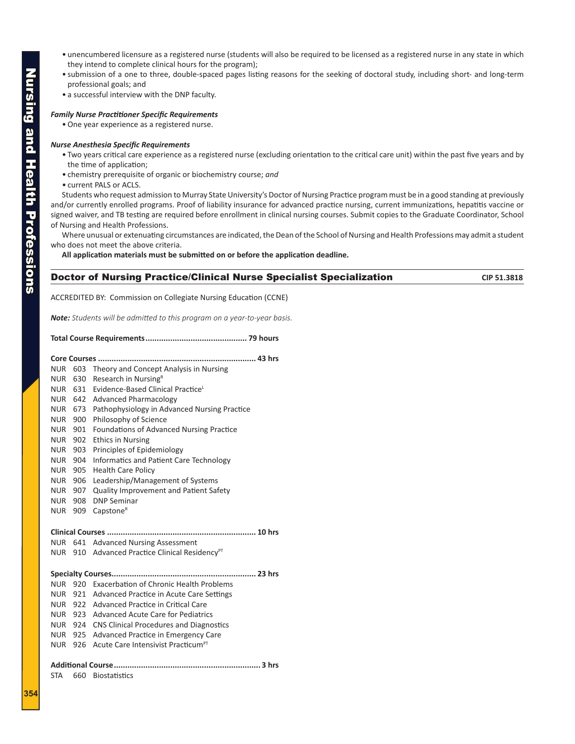- unencumbered licensure as a registered nurse (students will also be required to be licensed as a registered nurse in any state in which they intend to complete clinical hours for the program);
- submission of a one to three, double-spaced pages listing reasons for the seeking of doctoral study, including short- and long-term professional goals; and
- a successful interview with the DNP faculty.

***Family Nurse Practitioner Specific Requirements***

- One year experience as a registered nurse.

***Nurse Anesthesia Specific Requirements***

- Two years critical care experience as a registered nurse (excluding orientation to the critical care unit) within the past five years and by the time of application;
- chemistry prerequisite of organic or biochemistry course; *and*
- current PALS or ACLS.

Students who request admission to Murray State University's Doctor of Nursing Practice program must be in a good standing at previously and/or currently enrolled programs. Proof of liability insurance for advanced practice nursing, current immunizations, hepatitis vaccine or signed waiver, and TB testing are required before enrollment in clinical nursing courses. Submit copies to the Graduate Coordinator, School of Nursing and Health Professions.

Where unusual or extenuating circumstances are indicated, the Dean of the School of Nursing and Health Professions may admit a student who does not meet the above criteria.

**All application materials must be submitted on or before the application deadline.**

## Doctor of Nursing Practice/Clinical Nurse Specialist Specialization — CIP 51.3818

ACCREDITED BY: Commission on Collegiate Nursing Education (CCNE)

***Note:*** *Students will be admitted to this program on a year-to-year basis.*

**Total Course Requirements............................................ 79 hours**

**Core Courses ..................................................................... 43 hrs**

NUR 603 Theory and Concept Analysis in Nursing
NUR 630 Research in Nursing[R]
NUR 631 Evidence-Based Clinical Practice[L]
NUR 642 Advanced Pharmacology
NUR 673 Pathophysiology in Advanced Nursing Practice
NUR 900 Philosophy of Science
NUR 901 Foundations of Advanced Nursing Practice
NUR 902 Ethics in Nursing
NUR 903 Principles of Epidemiology
NUR 904 Informatics and Patient Care Technology
NUR 905 Health Care Policy
NUR 906 Leadership/Management of Systems
NUR 907 Quality Improvement and Patient Safety
NUR 908 DNP Seminar
NUR 909 Capstone[R]

**Clinical Courses ................................................................. 10 hrs**

NUR 641 Advanced Nursing Assessment
NUR 910 Advanced Practice Clinical Residency[PT]

**Specialty Courses............................................................... 23 hrs**

NUR 920 Exacerbation of Chronic Health Problems
NUR 921 Advanced Practice in Acute Care Settings
NUR 922 Advanced Practice in Critical Care
NUR 923 Advanced Acute Care for Pediatrics
NUR 924 CNS Clinical Procedures and Diagnostics
NUR 925 Advanced Practice in Emergency Care
NUR 926 Acute Care Intensivist Practicum[PT]

**Additional Course................................................................ 3 hrs**

STA 660 Biostatistics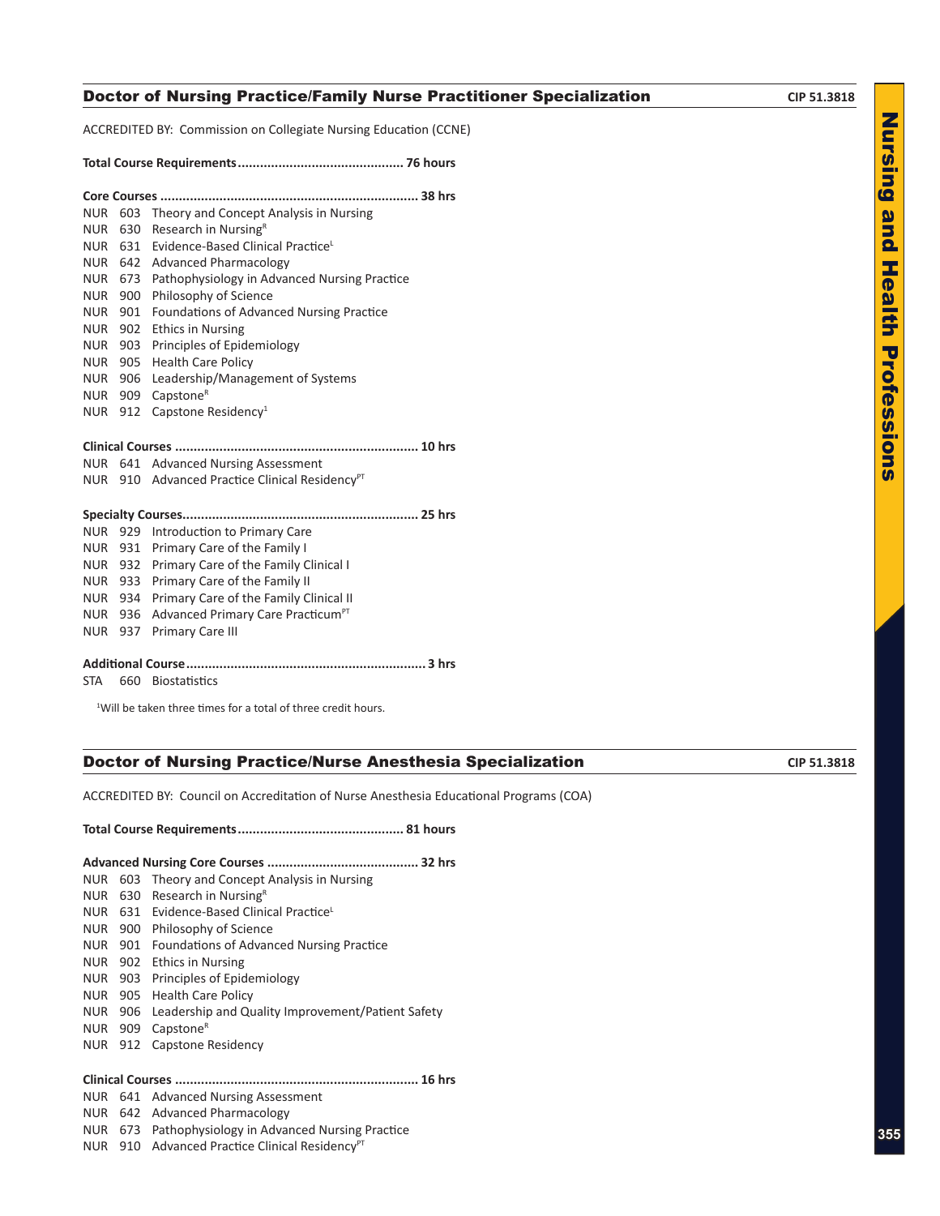## Doctor of Nursing Practice/Family Nurse Practitioner Specialization

CIP 51.3818

ACCREDITED BY: Commission on Collegiate Nursing Education (CCNE)

**Total Course Requirements............................................ 76 hours**

**Core Courses ..................................................................... 38 hrs**

NUR 603 Theory and Concept Analysis in Nursing
NUR 630 Research in Nursing[R]
NUR 631 Evidence-Based Clinical Practice[L]
NUR 642 Advanced Pharmacology
NUR 673 Pathophysiology in Advanced Nursing Practice
NUR 900 Philosophy of Science
NUR 901 Foundations of Advanced Nursing Practice
NUR 902 Ethics in Nursing
NUR 903 Principles of Epidemiology
NUR 905 Health Care Policy
NUR 906 Leadership/Management of Systems
NUR 909 Capstone[R]
NUR 912 Capstone Residency[1]

**Clinical Courses ................................................................. 10 hrs**

NUR 641 Advanced Nursing Assessment
NUR 910 Advanced Practice Clinical Residency[PT]

**Specialty Courses............................................................... 25 hrs**

NUR 929 Introduction to Primary Care
NUR 931 Primary Care of the Family I
NUR 932 Primary Care of the Family Clinical I
NUR 933 Primary Care of the Family II
NUR 934 Primary Care of the Family Clinical II
NUR 936 Advanced Primary Care Practicum[PT]
NUR 937 Primary Care III

**Additional Course................................................................ 3 hrs**

STA 660 Biostatistics

[1]Will be taken three times for a total of three credit hours.

## Doctor of Nursing Practice/Nurse Anesthesia Specialization

CIP 51.3818

ACCREDITED BY: Council on Accreditation of Nurse Anesthesia Educational Programs (COA)

**Total Course Requirements............................................ 81 hours**

**Advanced Nursing Core Courses ........................................ 32 hrs**

NUR 603 Theory and Concept Analysis in Nursing
NUR 630 Research in Nursing[R]
NUR 631 Evidence-Based Clinical Practice[L]
NUR 900 Philosophy of Science
NUR 901 Foundations of Advanced Nursing Practice
NUR 902 Ethics in Nursing
NUR 903 Principles of Epidemiology
NUR 905 Health Care Policy
NUR 906 Leadership and Quality Improvement/Patient Safety
NUR 909 Capstone[R]
NUR 912 Capstone Residency

**Clinical Courses ................................................................. 16 hrs**

NUR 641 Advanced Nursing Assessment
NUR 642 Advanced Pharmacology
NUR 673 Pathophysiology in Advanced Nursing Practice
NUR 910 Advanced Practice Clinical Residency[PT]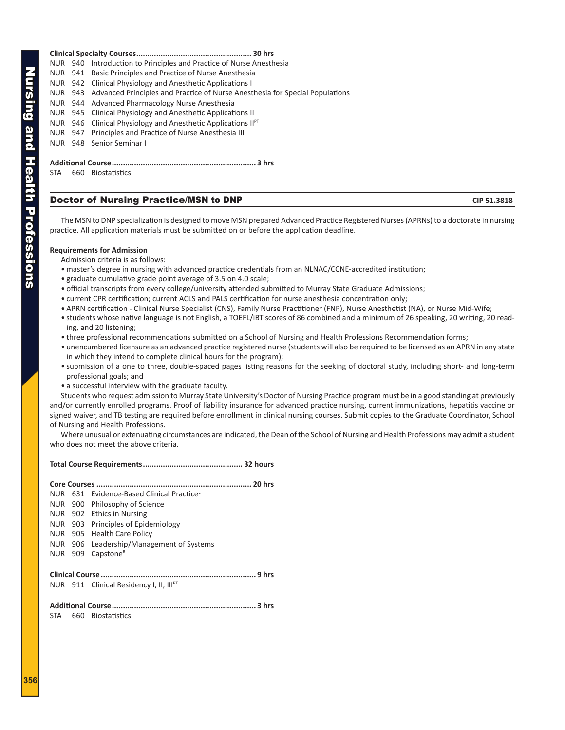**Clinical Specialty Courses.................................................... 30 hrs**

NUR 940 Introduction to Principles and Practice of Nurse Anesthesia
NUR 941 Basic Principles and Practice of Nurse Anesthesia
NUR 942 Clinical Physiology and Anesthetic Applications I
NUR 943 Advanced Principles and Practice of Nurse Anesthesia for Special Populations
NUR 944 Advanced Pharmacology Nurse Anesthesia
NUR 945 Clinical Physiology and Anesthetic Applications II
NUR 946 Clinical Physiology and Anesthetic Applications II[PT]
NUR 947 Principles and Practice of Nurse Anesthesia III
NUR 948 Senior Seminar I

**Additional Course................................................................ 3 hrs**

STA 660 Biostatistics

## Doctor of Nursing Practice/MSN to DNP

**CIP 51.3818**

The MSN to DNP specialization is designed to move MSN prepared Advanced Practice Registered Nurses (APRNs) to a doctorate in nursing practice. All application materials must be submitted on or before the application deadline.

**Requirements for Admission**

Admission criteria is as follows:

- master's degree in nursing with advanced practice credentials from an NLNAC/CCNE-accredited institution;
- graduate cumulative grade point average of 3.5 on 4.0 scale;
- official transcripts from every college/university attended submitted to Murray State Graduate Admissions;
- current CPR certification; current ACLS and PALS certification for nurse anesthesia concentration only;
- APRN certification - Clinical Nurse Specialist (CNS), Family Nurse Practitioner (FNP), Nurse Anesthetist (NA), or Nurse Mid-Wife;
- students whose native language is not English, a TOEFL/iBT scores of 86 combined and a minimum of 26 speaking, 20 writing, 20 reading, and 20 listening;
- three professional recommendations submitted on a School of Nursing and Health Professions Recommendation forms;
- unencumbered licensure as an advanced practice registered nurse (students will also be required to be licensed as an APRN in any state in which they intend to complete clinical hours for the program);
- submission of a one to three, double-spaced pages listing reasons for the seeking of doctoral study, including short- and long-term professional goals; and
- a successful interview with the graduate faculty.

Students who request admission to Murray State University's Doctor of Nursing Practice program must be in a good standing at previously and/or currently enrolled programs. Proof of liability insurance for advanced practice nursing, current immunizations, hepatitis vaccine or signed waiver, and TB testing are required before enrollment in clinical nursing courses. Submit copies to the Graduate Coordinator, School of Nursing and Health Professions.

Where unusual or extenuating circumstances are indicated, the Dean of the School of Nursing and Health Professions may admit a student who does not meet the above criteria.

**Total Course Requirements............................................ 32 hours**

**Core Courses ..................................................................... 20 hrs**

NUR 631 Evidence-Based Clinical Practice[L]
NUR 900 Philosophy of Science
NUR 902 Ethics in Nursing
NUR 903 Principles of Epidemiology
NUR 905 Health Care Policy
NUR 906 Leadership/Management of Systems
NUR 909 Capstone[R]

**Clinical Course..................................................................... 9 hrs**

NUR 911 Clinical Residency I, II, III[PT]

**Additional Course................................................................ 3 hrs**

STA 660 Biostatistics